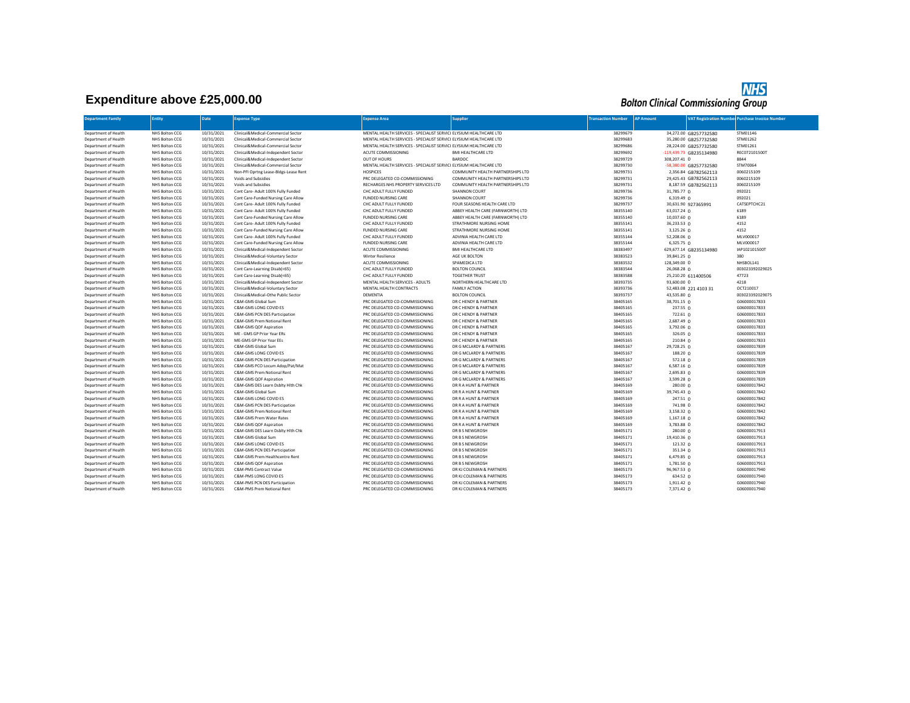# Expenditure above £25,000.00

**NHS Bolton Clinical Commissioning Group**

| Department Family | Entity | Date | Expense Type | Expense Area | Supplier | Transaction Number | AP Amount | VAT Registration Number | Purchase Invoice Number |
|---|---|---|---|---|---|---|---|---|---|
| Department of Health | NHS Bolton CCG | 10/31/2021 | Clinical&Medical-Commercial Sector | MENTAL HEALTH SERVICES - SPECIALIST SERVICI | ELYSIUM HEALTHCARE LTD | 38299679 | 34,272.00 | GB257732580 | STM01146 |
| Department of Health | NHS Bolton CCG | 10/31/2021 | Clinical&Medical-Commercial Sector | MENTAL HEALTH SERVICES - SPECIALIST SERVICI | ELYSIUM HEALTHCARE LTD | 38299683 | 35,280.00 | GB257732580 | STM01262 |
| Department of Health | NHS Bolton CCG | 10/31/2021 | Clinical&Medical-Commercial Sector | MENTAL HEALTH SERVICES - SPECIALIST SERVICI | ELYSIUM HEALTHCARE LTD | 38299686 | 28,224.00 | GB257732580 | STM01261 |
| Department of Health | NHS Bolton CCG | 10/31/2021 | Clinical&Medical-Independent Sector | ACUTE COMMISSIONING | BMI HEALTHCARE LTD | 38299692 | -119,439.73 | GB235134980 | REC072101500T |
| Department of Health | NHS Bolton CCG | 10/31/2021 | Clinical&Medical-Independent Sector | OUT OF HOURS | BARDOC | 38299729 | 308,207.41 | 0 | 8844 |
| Department of Health | NHS Bolton CCG | 10/31/2021 | Clinical&Medical-Commercial Sector | MENTAL HEALTH SERVICES - SPECIALIST SERVICI | ELYSIUM HEALTHCARE LTD | 38299730 | -58,380.00 | GB257732580 | STM70064 |
| Department of Health | NHS Bolton CCG | 10/31/2021 | Non-PFI Oprtng Lease-Bldgs-Lease Rent | HOSPICES | COMMUNITY HEALTH PARTNERSHIPS LTD | 38299731 | 2,356.84 | GB782562113 | 0060215109 |
| Department of Health | NHS Bolton CCG | 10/31/2021 | Voids and Subsidies | PRC DELEGATED CO-COMMISSIONING | COMMUNITY HEALTH PARTNERSHIPS LTD | 38299731 | 29,425.43 | GB782562113 | 0060215109 |
| Department of Health | NHS Bolton CCG | 10/31/2021 | Voids and Subsidies | RECHARGES NHS PROPERTY SERVICES LTD | COMMUNITY HEALTH PARTNERSHIPS LTD | 38299731 | 8,187.59 | GB782562113 | 0060215109 |
| Department of Health | NHS Bolton CCG | 10/31/2021 | Cont Care- Adult 100% Fully Funded | CHC ADULT FULLY FUNDED | SHANNON COURT | 38299736 | 31,785.77 | 0 | 092021 |
| Department of Health | NHS Bolton CCG | 10/31/2021 | Cont Care-Funded Nursing Care Allow | FUNDED NURSING CARE | SHANNON COURT | 38299736 | 6,319.49 | 0 | 092021 |
| Department of Health | NHS Bolton CCG | 10/31/2021 | Cont Care- Adult 100% Fully Funded | CHC ADULT FULLY FUNDED | FOUR SEASONS HEALTH CARE LTD | 38299737 | 30,631.90 | 927365991 | CATSEPTCHC21 |
| Department of Health | NHS Bolton CCG | 10/31/2021 | Cont Care- Adult 100% Fully Funded | CHC ADULT FULLY FUNDED | ABBEY HEALTH CARE (FARNWORTH) LTD | 38355140 | 63,017.24 | 0 | 6189 |
| Department of Health | NHS Bolton CCG | 10/31/2021 | Cont Care-Funded Nursing Care Allow | FUNDED NURSING CARE | ABBEY HEALTH CARE (FARNWORTH) LTD | 38355140 | 10,037.60 | 0 | 6189 |
| Department of Health | NHS Bolton CCG | 10/31/2021 | Cont Care- Adult 100% Fully Funded | CHC ADULT FULLY FUNDED | STRATHMORE NURSING HOME | 38355141 | 36,233.53 | 0 | 4152 |
| Department of Health | NHS Bolton CCG | 10/31/2021 | Cont Care-Funded Nursing Care Allow | FUNDED NURSING CARE | STRATHMORE NURSING HOME | 38355141 | 3,125.26 | 0 | 4152 |
| Department of Health | NHS Bolton CCG | 10/31/2021 | Cont Care- Adult 100% Fully Funded | CHC ADULT FULLY FUNDED | ADVINIA HEALTH CARE LTD | 38355144 | 52,208.06 | 0 | MLV000017 |
| Department of Health | NHS Bolton CCG | 10/31/2021 | Cont Care-Funded Nursing Care Allow | FUNDED NURSING CARE | ADVINIA HEALTH CARE LTD | 38355144 | 6,325.75 | 0 | MLV000017 |
| Department of Health | NHS Bolton CCG | 10/31/2021 | Clinical&Medical-Independent Sector | ACUTE COMMISSIONING | BMI HEALTHCARE LTD | 38383497 | 629,677.14 | GB235134980 | IAP102101500T |
| Department of Health | NHS Bolton CCG | 10/31/2021 | Clinical&Medical-Voluntary Sector | Winter Resilience | AGE UK BOLTON | 38383523 | 39,841.25 | 0 | 380 |
| Department of Health | NHS Bolton CCG | 10/31/2021 | Clinical&Medical-Independent Sector | ACUTE COMMISSIONING | SPAMEDICA LTD | 38383532 | 128,349.00 | 0 | NHSBOL141 |
| Department of Health | NHS Bolton CCG | 10/31/2021 | Cont Care-Learning Disab(<65) | CHC ADULT FULLY FUNDED | BOLTON COUNCIL | 38383544 | 26,068.28 | 0 | 003023392029025 |
| Department of Health | NHS Bolton CCG | 10/31/2021 | Cont Care-Learning Disab(<65) | CHC ADULT FULLY FUNDED | TOGETHER TRUST | 38383588 | 25,210.20 | 611400506 | 47723 |
| Department of Health | NHS Bolton CCG | 10/31/2021 | Clinical&Medical-Independent Sector | MENTAL HEALTH SERVICES - ADULTS | NORTHERN HEALTHCARE LTD | 38393735 | 93,600.00 | 0 | 4218 |
| Department of Health | NHS Bolton CCG | 10/31/2021 | Clinical&Medical-Voluntary Sector | MENTAL HEALTH CONTRACTS | FAMILY ACTION | 38393736 | 52,483.08 | 221 4103 31 | OCT210017 |
| Department of Health | NHS Bolton CCG | 10/31/2021 | Clinical&Medical-Othe Public Sector | DEMENTIA | BOLTON COUNCIL | 38393737 | 43,535.80 | 0 | 003023392029075 |
| Department of Health | NHS Bolton CCG | 10/31/2021 | C&M-GMS Global Sum | PRC DELEGATED CO-COMMISSIONING | DR C HENDY & PARTNER | 38405165 | 38,701.15 | 0 | G06000017833 |
| Department of Health | NHS Bolton CCG | 10/31/2021 | C&M-GMS LONG COVID ES | PRC DELEGATED CO-COMMISSIONING | DR C HENDY & PARTNER | 38405165 | 237.55 | 0 | G06000017833 |
| Department of Health | NHS Bolton CCG | 10/31/2021 | C&M-GMS PCN DES Participation | PRC DELEGATED CO-COMMISSIONING | DR C HENDY & PARTNER | 38405165 | 722.61 | 0 | G06000017833 |
| Department of Health | NHS Bolton CCG | 10/31/2021 | C&M-GMS Prem Notional Rent | PRC DELEGATED CO-COMMISSIONING | DR C HENDY & PARTNER | 38405165 | 2,687.49 | 0 | G06000017833 |
| Department of Health | NHS Bolton CCG | 10/31/2021 | C&M-GMS QOF Aspiration | PRC DELEGATED CO-COMMISSIONING | DR C HENDY & PARTNER | 38405165 | 3,792.06 | 0 | G06000017833 |
| Department of Health | NHS Bolton CCG | 10/31/2021 | ME - GMS GP Prior Year ERs | PRC DELEGATED CO-COMMISSIONING | DR C HENDY & PARTNER | 38405165 | 326.05 | 0 | G06000017833 |
| Department of Health | NHS Bolton CCG | 10/31/2021 | ME-GMS GP Prior Year EEs | PRC DELEGATED CO-COMMISSIONING | DR C HENDY & PARTNER | 38405165 | 210.84 | 0 | G06000017833 |
| Department of Health | NHS Bolton CCG | 10/31/2021 | C&M-GMS Global Sum | PRC DELEGATED CO-COMMISSIONING | DR G MCLARDY & PARTNERS | 38405167 | 29,728.25 | 0 | G06000017839 |
| Department of Health | NHS Bolton CCG | 10/31/2021 | C&M-GMS LONG COVID ES | PRC DELEGATED CO-COMMISSIONING | DR G MCLARDY & PARTNERS | 38405167 | 188.20 | 0 | G06000017839 |
| Department of Health | NHS Bolton CCG | 10/31/2021 | C&M-GMS PCN DES Participation | PRC DELEGATED CO-COMMISSIONING | DR G MCLARDY & PARTNERS | 38405167 | 572.18 | 0 | G06000017839 |
| Department of Health | NHS Bolton CCG | 10/31/2021 | C&M-GMS PCO Locum Adop/Pat/Mat | PRC DELEGATED CO-COMMISSIONING | DR G MCLARDY & PARTNERS | 38405167 | 6,587.16 | 0 | G06000017839 |
| Department of Health | NHS Bolton CCG | 10/31/2021 | C&M-GMS Prem Notional Rent | PRC DELEGATED CO-COMMISSIONING | DR G MCLARDY & PARTNERS | 38405167 | 2,695.83 | 0 | G06000017839 |
| Department of Health | NHS Bolton CCG | 10/31/2021 | C&M-GMS QOF Aspiration | PRC DELEGATED CO-COMMISSIONING | DR G MCLARDY & PARTNERS | 38405167 | 3,599.28 | 0 | G06000017839 |
| Department of Health | NHS Bolton CCG | 10/31/2021 | C&M-GMS DES Learn Dsblty Hlth Chk | PRC DELEGATED CO-COMMISSIONING | DR R A HUNT & PARTNER | 38405169 | 280.00 | 0 | G06000017842 |
| Department of Health | NHS Bolton CCG | 10/31/2021 | C&M-GMS Global Sum | PRC DELEGATED CO-COMMISSIONING | DR R A HUNT & PARTNER | 38405169 | 39,745.43 | 0 | G06000017842 |
| Department of Health | NHS Bolton CCG | 10/31/2021 | C&M-GMS LONG COVID ES | PRC DELEGATED CO-COMMISSIONING | DR R A HUNT & PARTNER | 38405169 | 247.51 | 0 | G06000017842 |
| Department of Health | NHS Bolton CCG | 10/31/2021 | C&M-GMS PCN DES Participation | PRC DELEGATED CO-COMMISSIONING | DR R A HUNT & PARTNER | 38405169 | 741.98 | 0 | G06000017842 |
| Department of Health | NHS Bolton CCG | 10/31/2021 | C&M-GMS Prem Notional Rent | PRC DELEGATED CO-COMMISSIONING | DR R A HUNT & PARTNER | 38405169 | 3,158.32 | 0 | G06000017842 |
| Department of Health | NHS Bolton CCG | 10/31/2021 | C&M-GMS Prem Water Rates | PRC DELEGATED CO-COMMISSIONING | DR R A HUNT & PARTNER | 38405169 | 1,167.18 | 0 | G06000017842 |
| Department of Health | NHS Bolton CCG | 10/31/2021 | C&M-GMS QOF Aspiration | PRC DELEGATED CO-COMMISSIONING | DR R A HUNT & PARTNER | 38405169 | 3,783.88 | 0 | G06000017842 |
| Department of Health | NHS Bolton CCG | 10/31/2021 | C&M-GMS DES Learn Dsblty Hlth Chk | PRC DELEGATED CO-COMMISSIONING | DR B S NEWGROSH | 38405171 | 280.00 | 0 | G06000017913 |
| Department of Health | NHS Bolton CCG | 10/31/2021 | C&M-GMS Global Sum | PRC DELEGATED CO-COMMISSIONING | DR B S NEWGROSH | 38405171 | 19,410.36 | 0 | G06000017913 |
| Department of Health | NHS Bolton CCG | 10/31/2021 | C&M-GMS LONG COVID ES | PRC DELEGATED CO-COMMISSIONING | DR B S NEWGROSH | 38405171 | 121.32 | 0 | G06000017913 |
| Department of Health | NHS Bolton CCG | 10/31/2021 | C&M-GMS PCN DES Participation | PRC DELEGATED CO-COMMISSIONING | DR B S NEWGROSH | 38405171 | 351.34 | 0 | G06000017913 |
| Department of Health | NHS Bolton CCG | 10/31/2021 | C&M-GMS Prem Healthcentre Rent | PRC DELEGATED CO-COMMISSIONING | DR B S NEWGROSH | 38405171 | 6,479.85 | 0 | G06000017913 |
| Department of Health | NHS Bolton CCG | 10/31/2021 | C&M-GMS QOF Aspiration | PRC DELEGATED CO-COMMISSIONING | DR B S NEWGROSH | 38405171 | 1,781.50 | 0 | G06000017913 |
| Department of Health | NHS Bolton CCG | 10/31/2021 | C&M-PMS Contract Value | PRC DELEGATED CO-COMMISSIONING | DR KJ COLEMAN & PARTNERS | 38405173 | 96,967.53 | 0 | G06000017940 |
| Department of Health | NHS Bolton CCG | 10/31/2021 | C&M-PMS LONG COVID ES | PRC DELEGATED CO-COMMISSIONING | DR KJ COLEMAN & PARTNERS | 38405173 | 634.52 | 0 | G06000017940 |
| Department of Health | NHS Bolton CCG | 10/31/2021 | C&M-PMS PCN DES Participation | PRC DELEGATED CO-COMMISSIONING | DR KJ COLEMAN & PARTNERS | 38405173 | 1,911.42 | 0 | G06000017940 |
| Department of Health | NHS Bolton CCG | 10/31/2021 | C&M-PMS Prem Notional Rent | PRC DELEGATED CO-COMMISSIONING | DR KJ COLEMAN & PARTNERS | 38405173 | 7,371.42 | 0 | G06000017940 |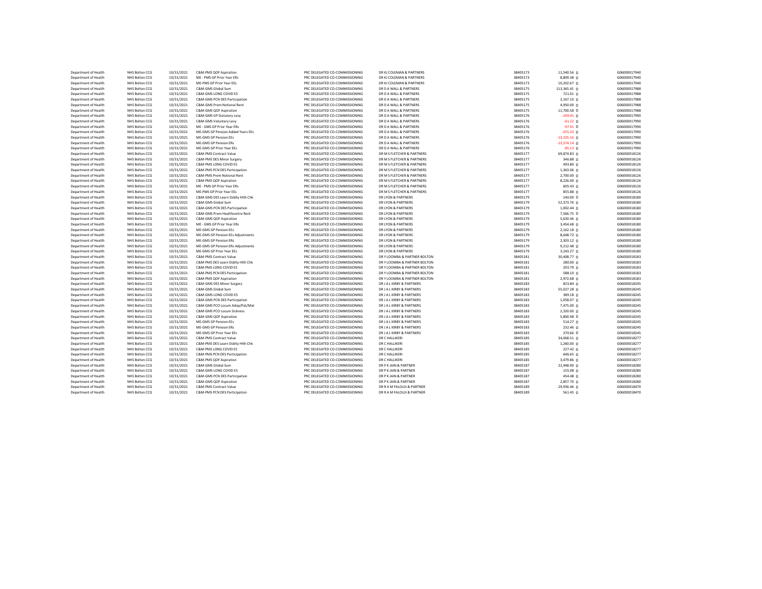| | | | | | | | | |
|---|---|---|---|---|---|---|---|---|
| Department of Health | NHS Bolton CCG | 10/31/2021 | C&M-PMS QOF Aspiration | PRC DELEGATED CO-COMMISSIONING | DR KJ COLEMAN & PARTNERS | 38405173 | 11,540.56 | G06000017940 |
| Department of Health | NHS Bolton CCG | 10/31/2021 | ME - PMS GP Prior Year ERs | PRC DELEGATED CO-COMMISSIONING | DR KJ COLEMAN & PARTNERS | 38405173 | 8,809.38 | G06000017940 |
| Department of Health | NHS Bolton CCG | 10/31/2021 | ME-PMS GP Prior Year EEs | PRC DELEGATED CO-COMMISSIONING | DR KJ COLEMAN & PARTNERS | 38405173 | 10,202.67 | G06000017940 |
| Department of Health | NHS Bolton CCG | 10/31/2021 | C&M-GMS Global Sum | PRC DELEGATED CO-COMMISSIONING | DR D A WALL & PARTNERS | 38405175 | 113,365.41 | G06000017988 |
| Department of Health | NHS Bolton CCG | 10/31/2021 | C&M-GMS LONG COVID ES | PRC DELEGATED CO-COMMISSIONING | DR D A WALL & PARTNERS | 38405175 | 721.01 | G06000017988 |
| Department of Health | NHS Bolton CCG | 10/31/2021 | C&M-GMS PCN DES Participation | PRC DELEGATED CO-COMMISSIONING | DR D A WALL & PARTNERS | 38405175 | 2,167.10 | G06000017988 |
| Department of Health | NHS Bolton CCG | 10/31/2021 | C&M-GMS Prem Notional Rent | PRC DELEGATED CO-COMMISSIONING | DR D A WALL & PARTNERS | 38405175 | 4,950.00 | G06000017988 |
| Department of Health | NHS Bolton CCG | 10/31/2021 | C&M-GMS QOF Aspiration | PRC DELEGATED CO-COMMISSIONING | DR D A WALL & PARTNERS | 38405175 | 11,700.58 | G06000017988 |
| Department of Health | NHS Bolton CCG | 10/31/2021 | C&M-GMS GP Statutory Levy | PRC DELEGATED CO-COMMISSIONING | DR D A WALL & PARTNERS | 38405176 | -249.41 | G06000017990 |
| Department of Health | NHS Bolton CCG | 10/31/2021 | C&M-GMS Voluntary Levy | PRC DELEGATED CO-COMMISSIONING | DR D A WALL & PARTNERS | 38405176 | -61.22 | G06000017990 |
| Department of Health | NHS Bolton CCG | 10/31/2021 | ME - GMS GP Prior Year ERs | PRC DELEGATED CO-COMMISSIONING | DR D A WALL & PARTNERS | 38405176 | -97.91 | G06000017990 |
| Department of Health | NHS Bolton CCG | 10/31/2021 | ME-GMS GP Pension Added Years EEs | PRC DELEGATED CO-COMMISSIONING | DR D A WALL & PARTNERS | 38405176 | -255.23 | G06000017990 |
| Department of Health | NHS Bolton CCG | 10/31/2021 | ME-GMS GP Pension EEs | PRC DELEGATED CO-COMMISSIONING | DR D A WALL & PARTNERS | 38405176 | -13,325.16 | G06000017990 |
| Department of Health | NHS Bolton CCG | 10/31/2021 | ME-GMS GP Pension ERs | PRC DELEGATED CO-COMMISSIONING | DR D A WALL & PARTNERS | 38405176 | -13,574.14 | G06000017990 |
| Department of Health | NHS Bolton CCG | 10/31/2021 | ME-GMS GP Prior Year EEs | PRC DELEGATED CO-COMMISSIONING | DR D A WALL & PARTNERS | 38405176 | -85.13 | G06000017990 |
| Department of Health | NHS Bolton CCG | 10/31/2021 | C&M-PMS Contract Value | PRC DELEGATED CO-COMMISSIONING | DR M S FLETCHER & PARTNERS | 38405177 | 69,874.83 | G06000018126 |
| Department of Health | NHS Bolton CCG | 10/31/2021 | C&M-PMS DES Minor Surgery | PRC DELEGATED CO-COMMISSIONING | DR M S FLETCHER & PARTNERS | 38405177 | 346.88 | G06000018126 |
| Department of Health | NHS Bolton CCG | 10/31/2021 | C&M-PMS LONG COVID ES | PRC DELEGATED CO-COMMISSIONING | DR M S FLETCHER & PARTNERS | 38405177 | 493.80 | G06000018126 |
| Department of Health | NHS Bolton CCG | 10/31/2021 | C&M-PMS PCN DES Participation | PRC DELEGATED CO-COMMISSIONING | DR M S FLETCHER & PARTNERS | 38405177 | 1,363.06 | G06000018126 |
| Department of Health | NHS Bolton CCG | 10/31/2021 | C&M-PMS Prem Notional Rent | PRC DELEGATED CO-COMMISSIONING | DR M S FLETCHER & PARTNERS | 38405177 | 2,700.00 | G06000018126 |
| Department of Health | NHS Bolton CCG | 10/31/2021 | C&M-PMS QOF Aspiration | PRC DELEGATED CO-COMMISSIONING | DR M S FLETCHER & PARTNERS | 38405177 | 8,226.00 | G06000018126 |
| Department of Health | NHS Bolton CCG | 10/31/2021 | ME - PMS GP Prior Year ERs | PRC DELEGATED CO-COMMISSIONING | DR M S FLETCHER & PARTNERS | 38405177 | 605.43 | G06000018126 |
| Department of Health | NHS Bolton CCG | 10/31/2021 | ME-PMS GP Prior Year EEs | PRC DELEGATED CO-COMMISSIONING | DR M S FLETCHER & PARTNERS | 38405177 | 855.88 | G06000018126 |
| Department of Health | NHS Bolton CCG | 10/31/2021 | C&M-GMS DES Learn Dsblty Hlth Chk | PRC DELEGATED CO-COMMISSIONING | DR LYON & PARTNERS | 38405179 | 140.00 | G06000018180 |
| Department of Health | NHS Bolton CCG | 10/31/2021 | C&M-GMS Global Sum | PRC DELEGATED CO-COMMISSIONING | DR LYON & PARTNERS | 38405179 | 52,373.76 | G06000018180 |
| Department of Health | NHS Bolton CCG | 10/31/2021 | C&M-GMS PCN DES Participation | PRC DELEGATED CO-COMMISSIONING | DR LYON & PARTNERS | 38405179 | 1,002.44 | G06000018180 |
| Department of Health | NHS Bolton CCG | 10/31/2021 | C&M-GMS Prem Healthcentre Rent | PRC DELEGATED CO-COMMISSIONING | DR LYON & PARTNERS | 38405179 | 7,566.75 | G06000018180 |
| Department of Health | NHS Bolton CCG | 10/31/2021 | C&M-GMS QOF Aspiration | PRC DELEGATED CO-COMMISSIONING | DR LYON & PARTNERS | 38405179 | 5,630.46 | G06000018180 |
| Department of Health | NHS Bolton CCG | 10/31/2021 | ME - GMS GP Prior Year ERs | PRC DELEGATED CO-COMMISSIONING | DR LYON & PARTNERS | 38405179 | 3,454.68 | G06000018180 |
| Department of Health | NHS Bolton CCG | 10/31/2021 | ME-GMS GP Pension EEs | PRC DELEGATED CO-COMMISSIONING | DR LYON & PARTNERS | 38405179 | 2,162.18 | G06000018180 |
| Department of Health | NHS Bolton CCG | 10/31/2021 | ME-GMS GP Pension EEs Adjustments | PRC DELEGATED CO-COMMISSIONING | DR LYON & PARTNERS | 38405179 | 8,648.72 | G06000018180 |
| Department of Health | NHS Bolton CCG | 10/31/2021 | ME-GMS GP Pension ERs | PRC DELEGATED CO-COMMISSIONING | DR LYON & PARTNERS | 38405179 | 2,303.12 | G06000018180 |
| Department of Health | NHS Bolton CCG | 10/31/2021 | ME-GMS GP Pension ERs Adjustments | PRC DELEGATED CO-COMMISSIONING | DR LYON & PARTNERS | 38405179 | 9,212.48 | G06000018180 |
| Department of Health | NHS Bolton CCG | 10/31/2021 | ME-GMS GP Prior Year EEs | PRC DELEGATED CO-COMMISSIONING | DR LYON & PARTNERS | 38405179 | 3,243.27 | G06000018180 |
| Department of Health | NHS Bolton CCG | 10/31/2021 | C&M-PMS Contract Value | PRC DELEGATED CO-COMMISSIONING | DR Y LOOMBA & PARTNER BOLTON | 38405181 | 30,408.77 | G06000018183 |
| Department of Health | NHS Bolton CCG | 10/31/2021 | C&M-PMS DES Learn Dsblty Hlth Chk | PRC DELEGATED CO-COMMISSIONING | DR Y LOOMBA & PARTNER BOLTON | 38405181 | 280.00 | G06000018183 |
| Department of Health | NHS Bolton CCG | 10/31/2021 | C&M-PMS LONG COVID ES | PRC DELEGATED CO-COMMISSIONING | DR Y LOOMBA & PARTNER BOLTON | 38405181 | 203.79 | G06000018183 |
| Department of Health | NHS Bolton CCG | 10/31/2021 | C&M-PMS PCN DES Participation | PRC DELEGATED CO-COMMISSIONING | DR Y LOOMBA & PARTNER BOLTON | 38405181 | 588.10 | G06000018183 |
| Department of Health | NHS Bolton CCG | 10/31/2021 | C&M-PMS QOF Aspiration | PRC DELEGATED CO-COMMISSIONING | DR Y LOOMBA & PARTNER BOLTON | 38405181 | 2,972.68 | G06000018183 |
| Department of Health | NHS Bolton CCG | 10/31/2021 | C&M-GMS DES Minor Surgery | PRC DELEGATED CO-COMMISSIONING | DR J A L KIRBY & PARTNERS | 38405183 | 823.84 | G06000018245 |
| Department of Health | NHS Bolton CCG | 10/31/2021 | C&M-GMS Global Sum | PRC DELEGATED CO-COMMISSIONING | DR J A L KIRBY & PARTNERS | 38405183 | 55,027.28 | G06000018245 |
| Department of Health | NHS Bolton CCG | 10/31/2021 | C&M-GMS LONG COVID ES | PRC DELEGATED CO-COMMISSIONING | DR J A L KIRBY & PARTNERS | 38405183 | 389.18 | G06000018245 |
| Department of Health | NHS Bolton CCG | 10/31/2021 | C&M-GMS PCN DES Participation | PRC DELEGATED CO-COMMISSIONING | DR J A L KIRBY & PARTNERS | 38405183 | 1,058.07 | G06000018245 |
| Department of Health | NHS Bolton CCG | 10/31/2021 | C&M-GMS PCO Locum Adop/Pat/Mat | PRC DELEGATED CO-COMMISSIONING | DR J A L KIRBY & PARTNERS | 38405183 | 7,475.00 | G06000018245 |
| Department of Health | NHS Bolton CCG | 10/31/2021 | C&M-GMS PCO Locum Sickness | PRC DELEGATED CO-COMMISSIONING | DR J A L KIRBY & PARTNERS | 38405183 | 2,320.00 | G06000018245 |
| Department of Health | NHS Bolton CCG | 10/31/2021 | C&M-GMS QOF Aspiration | PRC DELEGATED CO-COMMISSIONING | DR J A L KIRBY & PARTNERS | 38405183 | 5,800.98 | G06000018245 |
| Department of Health | NHS Bolton CCG | 10/31/2021 | ME-GMS GP Pension EEs | PRC DELEGATED CO-COMMISSIONING | DR J A L KIRBY & PARTNERS | 38405183 | 514.27 | G06000018245 |
| Department of Health | NHS Bolton CCG | 10/31/2021 | ME-GMS GP Pension ERs | PRC DELEGATED CO-COMMISSIONING | DR J A L KIRBY & PARTNERS | 38405183 | 232.46 | G06000018245 |
| Department of Health | NHS Bolton CCG | 10/31/2021 | ME-GMS GP Prior Year EEs | PRC DELEGATED CO-COMMISSIONING | DR J A L KIRBY & PARTNERS | 38405183 | 370.66 | G06000018245 |
| Department of Health | NHS Bolton CCG | 10/31/2021 | C&M-PMS Contract Value | PRC DELEGATED CO-COMMISSIONING | DR C HALLIKERI | 38405185 | 34,068.51 | G06000018277 |
| Department of Health | NHS Bolton CCG | 10/31/2021 | C&M-PMS DES Learn Dsblty Hlth Chk | PRC DELEGATED CO-COMMISSIONING | DR C HALLIKERI | 38405185 | 1,260.00 | G06000018277 |
| Department of Health | NHS Bolton CCG | 10/31/2021 | C&M-PMS LONG COVID ES | PRC DELEGATED CO-COMMISSIONING | DR C HALLIKERI | 38405185 | 227.42 | G06000018277 |
| Department of Health | NHS Bolton CCG | 10/31/2021 | C&M-PMS PCN DES Participation | PRC DELEGATED CO-COMMISSIONING | DR C HALLIKERI | 38405185 | 646.65 | G06000018277 |
| Department of Health | NHS Bolton CCG | 10/31/2021 | C&M-PMS QOF Aspiration | PRC DELEGATED CO-COMMISSIONING | DR C HALLIKERI | 38405185 | 3,479.86 | G06000018277 |
| Department of Health | NHS Bolton CCG | 10/31/2021 | C&M-GMS Global Sum | PRC DELEGATED CO-COMMISSIONING | DR P K JAIN & PARTNER | 38405187 | 22,948.90 | G06000018280 |
| Department of Health | NHS Bolton CCG | 10/31/2021 | C&M-GMS LONG COVID ES | PRC DELEGATED CO-COMMISSIONING | DR P K JAIN & PARTNER | 38405187 | 155.08 | G06000018280 |
| Department of Health | NHS Bolton CCG | 10/31/2021 | C&M-GMS PCN DES Participation | PRC DELEGATED CO-COMMISSIONING | DR P K JAIN & PARTNER | 38405187 | 454.48 | G06000018280 |
| Department of Health | NHS Bolton CCG | 10/31/2021 | C&M-GMS QOF Aspiration | PRC DELEGATED CO-COMMISSIONING | DR P K JAIN & PARTNER | 38405187 | 2,857.70 | G06000018280 |
| Department of Health | NHS Bolton CCG | 10/31/2021 | C&M-PMS Contract Value | PRC DELEGATED CO-COMMISSIONING | DR R A M FALOUJI & PARTNER | 38405189 | 29,936.46 | G06000018470 |
| Department of Health | NHS Bolton CCG | 10/31/2021 | C&M-PMS PCN DES Participation | PRC DELEGATED CO-COMMISSIONING | DR R A M FALOUJI & PARTNER | 38405189 | 561.45 | G06000018470 |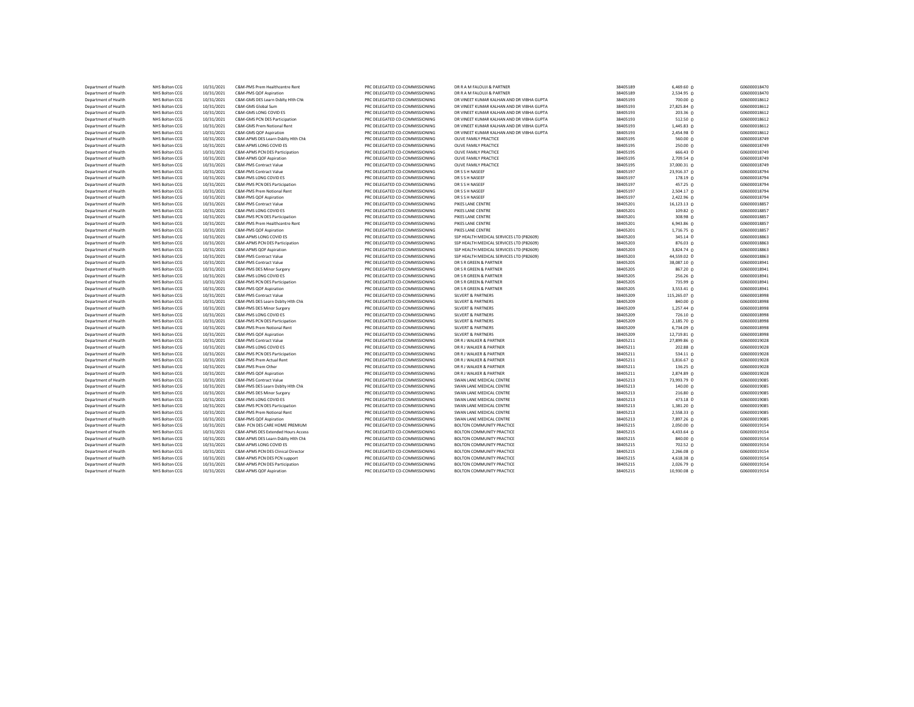| | | | | | | | | | |
|---|---|---|---|---|---|---|---|---|---|
| Department of Health | NHS Bolton CCG | 10/31/2021 | C&M-PMS Prem Healthcentre Rent | PRC DELEGATED CO-COMMISSIONING | DR R A M FALOUJI & PARTNER | 38405189 | 6,469.60 | 0 | G06000018470 |
| Department of Health | NHS Bolton CCG | 10/31/2021 | C&M-PMS QOF Aspiration | PRC DELEGATED CO-COMMISSIONING | DR R A M FALOUJI & PARTNER | 38405189 | 2,534.95 | 0 | G06000018470 |
| Department of Health | NHS Bolton CCG | 10/31/2021 | C&M-GMS DES Learn Dsblty Hlth Chk | PRC DELEGATED CO-COMMISSIONING | DR VINEET KUMAR KALHAN AND DR VIBHA GUPTA | 38405193 | 700.00 | 0 | G06000018612 |
| Department of Health | NHS Bolton CCG | 10/31/2021 | C&M-GMS Global Sum | PRC DELEGATED CO-COMMISSIONING | DR VINEET KUMAR KALHAN AND DR VIBHA GUPTA | 38405193 | 27,825.84 | 0 | G06000018612 |
| Department of Health | NHS Bolton CCG | 10/31/2021 | C&M-GMS LONG COVID ES | PRC DELEGATED CO-COMMISSIONING | DR VINEET KUMAR KALHAN AND DR VIBHA GUPTA | 38405193 | 203.36 | 0 | G06000018612 |
| Department of Health | NHS Bolton CCG | 10/31/2021 | C&M-GMS PCN DES Participation | PRC DELEGATED CO-COMMISSIONING | DR VINEET KUMAR KALHAN AND DR VIBHA GUPTA | 38405193 | 512.50 | 0 | G06000018612 |
| Department of Health | NHS Bolton CCG | 10/31/2021 | C&M-GMS Prem Notional Rent | PRC DELEGATED CO-COMMISSIONING | DR VINEET KUMAR KALHAN AND DR VIBHA GUPTA | 38405193 | 1,445.83 | 0 | G06000018612 |
| Department of Health | NHS Bolton CCG | 10/31/2021 | C&M-GMS QOF Aspiration | PRC DELEGATED CO-COMMISSIONING | DR VINEET KUMAR KALHAN AND DR VIBHA GUPTA | 38405193 | 2,454.98 | 0 | G06000018612 |
| Department of Health | NHS Bolton CCG | 10/31/2021 | C&M-APMS DES Learn Dsblty Hlth Chk | PRC DELEGATED CO-COMMISSIONING | OLIVE FAMILY PRACTICE | 38405195 | 560.00 | 0 | G06000018749 |
| Department of Health | NHS Bolton CCG | 10/31/2021 | C&M-APMS LONG COVID ES | PRC DELEGATED CO-COMMISSIONING | OLIVE FAMILY PRACTICE | 38405195 | 250.00 | 0 | G06000018749 |
| Department of Health | NHS Bolton CCG | 10/31/2021 | C&M-APMS PCN DES Participation | PRC DELEGATED CO-COMMISSIONING | OLIVE FAMILY PRACTICE | 38405195 | 666.43 | 0 | G06000018749 |
| Department of Health | NHS Bolton CCG | 10/31/2021 | C&M-APMS QOF Aspiration | PRC DELEGATED CO-COMMISSIONING | OLIVE FAMILY PRACTICE | 38405195 | 2,709.54 | 0 | G06000018749 |
| Department of Health | NHS Bolton CCG | 10/31/2021 | C&M-PMS Contract Value | PRC DELEGATED CO-COMMISSIONING | OLIVE FAMILY PRACTICE | 38405195 | 37,000.31 | 0 | G06000018749 |
| Department of Health | NHS Bolton CCG | 10/31/2021 | C&M-PMS Contract Value | PRC DELEGATED CO-COMMISSIONING | DR S S H NASEEF | 38405197 | 23,916.37 | 0 | G06000018794 |
| Department of Health | NHS Bolton CCG | 10/31/2021 | C&M-PMS LONG COVID ES | PRC DELEGATED CO-COMMISSIONING | DR S S H NASEEF | 38405197 | 178.19 | 0 | G06000018794 |
| Department of Health | NHS Bolton CCG | 10/31/2021 | C&M-PMS PCN DES Participation | PRC DELEGATED CO-COMMISSIONING | DR S S H NASEEF | 38405197 | 457.25 | 0 | G06000018794 |
| Department of Health | NHS Bolton CCG | 10/31/2021 | C&M-PMS Prem Notional Rent | PRC DELEGATED CO-COMMISSIONING | DR S S H NASEEF | 38405197 | 2,504.17 | 0 | G06000018794 |
| Department of Health | NHS Bolton CCG | 10/31/2021 | C&M-PMS QOF Aspiration | PRC DELEGATED CO-COMMISSIONING | DR S S H NASEEF | 38405197 | 2,422.96 | 0 | G06000018794 |
| Department of Health | NHS Bolton CCG | 10/31/2021 | C&M-PMS Contract Value | PRC DELEGATED CO-COMMISSIONING | PIKES LANE CENTRE | 38405201 | 16,123.13 | 0 | G06000018857 |
| Department of Health | NHS Bolton CCG | 10/31/2021 | C&M-PMS LONG COVID ES | PRC DELEGATED CO-COMMISSIONING | PIKES LANE CENTRE | 38405201 | 109.82 | 0 | G06000018857 |
| Department of Health | NHS Bolton CCG | 10/31/2021 | C&M-PMS PCN DES Participation | PRC DELEGATED CO-COMMISSIONING | PIKES LANE CENTRE | 38405201 | 308.98 | 0 | G06000018857 |
| Department of Health | NHS Bolton CCG | 10/31/2021 | C&M-PMS Prem Healthcentre Rent | PRC DELEGATED CO-COMMISSIONING | PIKES LANE CENTRE | 38405201 | 6,943.86 | 0 | G06000018857 |
| Department of Health | NHS Bolton CCG | 10/31/2021 | C&M-PMS QOF Aspiration | PRC DELEGATED CO-COMMISSIONING | PIKES LANE CENTRE | 38405201 | 1,716.75 | 0 | G06000018857 |
| Department of Health | NHS Bolton CCG | 10/31/2021 | C&M-APMS LONG COVID ES | PRC DELEGATED CO-COMMISSIONING | SSP HEALTH MEDICAL SERVICES LTD (P82609) | 38405203 | 345.14 | 0 | G06000018863 |
| Department of Health | NHS Bolton CCG | 10/31/2021 | C&M-APMS PCN DES Participation | PRC DELEGATED CO-COMMISSIONING | SSP HEALTH MEDICAL SERVICES LTD (P82609) | 38405203 | 876.03 | 0 | G06000018863 |
| Department of Health | NHS Bolton CCG | 10/31/2021 | C&M-APMS QOF Aspiration | PRC DELEGATED CO-COMMISSIONING | SSP HEALTH MEDICAL SERVICES LTD (P82609) | 38405203 | 3,824.74 | 0 | G06000018863 |
| Department of Health | NHS Bolton CCG | 10/31/2021 | C&M-PMS Contract Value | PRC DELEGATED CO-COMMISSIONING | SSP HEALTH MEDICAL SERVICES LTD (P82609) | 38405203 | 44,559.02 | 0 | G06000018863 |
| Department of Health | NHS Bolton CCG | 10/31/2021 | C&M-PMS Contract Value | PRC DELEGATED CO-COMMISSIONING | DR S R GREEN & PARTNER | 38405205 | 38,087.10 | 0 | G06000018941 |
| Department of Health | NHS Bolton CCG | 10/31/2021 | C&M-PMS DES Minor Surgery | PRC DELEGATED CO-COMMISSIONING | DR S R GREEN & PARTNER | 38405205 | 867.20 | 0 | G06000018941 |
| Department of Health | NHS Bolton CCG | 10/31/2021 | C&M-PMS LONG COVID ES | PRC DELEGATED CO-COMMISSIONING | DR S R GREEN & PARTNER | 38405205 | 256.26 | 0 | G06000018941 |
| Department of Health | NHS Bolton CCG | 10/31/2021 | C&M-PMS PCN DES Participation | PRC DELEGATED CO-COMMISSIONING | DR S R GREEN & PARTNER | 38405205 | 735.99 | 0 | G06000018941 |
| Department of Health | NHS Bolton CCG | 10/31/2021 | C&M-PMS QOF Aspiration | PRC DELEGATED CO-COMMISSIONING | DR S R GREEN & PARTNER | 38405205 | 3,553.41 | 0 | G06000018941 |
| Department of Health | NHS Bolton CCG | 10/31/2021 | C&M-PMS Contract Value | PRC DELEGATED CO-COMMISSIONING | SILVERT & PARTNERS | 38405209 | 115,265.07 | 0 | G06000018998 |
| Department of Health | NHS Bolton CCG | 10/31/2021 | C&M-PMS DES Learn Dsblty Hlth Chk | PRC DELEGATED CO-COMMISSIONING | SILVERT & PARTNERS | 38405209 | 840.00 | 0 | G06000018998 |
| Department of Health | NHS Bolton CCG | 10/31/2021 | C&M-PMS DES Minor Surgery | PRC DELEGATED CO-COMMISSIONING | SILVERT & PARTNERS | 38405209 | 1,257.44 | 0 | G06000018998 |
| Department of Health | NHS Bolton CCG | 10/31/2021 | C&M-PMS LONG COVID ES | PRC DELEGATED CO-COMMISSIONING | SILVERT & PARTNERS | 38405209 | 726.10 | 0 | G06000018998 |
| Department of Health | NHS Bolton CCG | 10/31/2021 | C&M-PMS PCN DES Participation | PRC DELEGATED CO-COMMISSIONING | SILVERT & PARTNERS | 38405209 | 2,185.70 | 0 | G06000018998 |
| Department of Health | NHS Bolton CCG | 10/31/2021 | C&M-PMS Prem Notional Rent | PRC DELEGATED CO-COMMISSIONING | SILVERT & PARTNERS | 38405209 | 6,734.09 | 0 | G06000018998 |
| Department of Health | NHS Bolton CCG | 10/31/2021 | C&M-PMS QOF Aspiration | PRC DELEGATED CO-COMMISSIONING | SILVERT & PARTNERS | 38405209 | 12,719.81 | 0 | G06000018998 |
| Department of Health | NHS Bolton CCG | 10/31/2021 | C&M-PMS Contract Value | PRC DELEGATED CO-COMMISSIONING | DR R J WALKER & PARTNER | 38405211 | 27,899.86 | 0 | G06000019028 |
| Department of Health | NHS Bolton CCG | 10/31/2021 | C&M-PMS LONG COVID ES | PRC DELEGATED CO-COMMISSIONING | DR R J WALKER & PARTNER | 38405211 | 202.88 | 0 | G06000019028 |
| Department of Health | NHS Bolton CCG | 10/31/2021 | C&M-PMS PCN DES Participation | PRC DELEGATED CO-COMMISSIONING | DR R J WALKER & PARTNER | 38405211 | 534.11 | 0 | G06000019028 |
| Department of Health | NHS Bolton CCG | 10/31/2021 | C&M-PMS Prem Actual Rent | PRC DELEGATED CO-COMMISSIONING | DR R J WALKER & PARTNER | 38405211 | 1,816.67 | 0 | G06000019028 |
| Department of Health | NHS Bolton CCG | 10/31/2021 | C&M-PMS Prem Other | PRC DELEGATED CO-COMMISSIONING | DR R J WALKER & PARTNER | 38405211 | 136.25 | 0 | G06000019028 |
| Department of Health | NHS Bolton CCG | 10/31/2021 | C&M-PMS QOF Aspiration | PRC DELEGATED CO-COMMISSIONING | DR R J WALKER & PARTNER | 38405211 | 2,874.89 | 0 | G06000019028 |
| Department of Health | NHS Bolton CCG | 10/31/2021 | C&M-PMS Contract Value | PRC DELEGATED CO-COMMISSIONING | SWAN LANE MEDICAL CENTRE | 38405213 | 73,993.79 | 0 | G06000019085 |
| Department of Health | NHS Bolton CCG | 10/31/2021 | C&M-PMS DES Learn Dsblty Hlth Chk | PRC DELEGATED CO-COMMISSIONING | SWAN LANE MEDICAL CENTRE | 38405213 | 140.00 | 0 | G06000019085 |
| Department of Health | NHS Bolton CCG | 10/31/2021 | C&M-PMS DES Minor Surgery | PRC DELEGATED CO-COMMISSIONING | SWAN LANE MEDICAL CENTRE | 38405213 | 216.80 | 0 | G06000019085 |
| Department of Health | NHS Bolton CCG | 10/31/2021 | C&M-PMS LONG COVID ES | PRC DELEGATED CO-COMMISSIONING | SWAN LANE MEDICAL CENTRE | 38405213 | 473.18 | 0 | G06000019085 |
| Department of Health | NHS Bolton CCG | 10/31/2021 | C&M-PMS PCN DES Participation | PRC DELEGATED CO-COMMISSIONING | SWAN LANE MEDICAL CENTRE | 38405213 | 1,381.20 | 0 | G06000019085 |
| Department of Health | NHS Bolton CCG | 10/31/2021 | C&M-PMS Prem Notional Rent | PRC DELEGATED CO-COMMISSIONING | SWAN LANE MEDICAL CENTRE | 38405213 | 2,558.33 | 0 | G06000019085 |
| Department of Health | NHS Bolton CCG | 10/31/2021 | C&M-PMS QOF Aspiration | PRC DELEGATED CO-COMMISSIONING | SWAN LANE MEDICAL CENTRE | 38405213 | 7,897.26 | 0 | G06000019085 |
| Department of Health | NHS Bolton CCG | 10/31/2021 | C&M- PCN DES CARE HOME PREMIUM | PRC DELEGATED CO-COMMISSIONING | BOLTON COMMUNITY PRACTICE | 38405215 | 2,050.00 | 0 | G06000019154 |
| Department of Health | NHS Bolton CCG | 10/31/2021 | C&M-APMS DES Extended Hours Access | PRC DELEGATED CO-COMMISSIONING | BOLTON COMMUNITY PRACTICE | 38405215 | 4,433.64 | 0 | G06000019154 |
| Department of Health | NHS Bolton CCG | 10/31/2021 | C&M-APMS DES Learn Dsblty Hlth Chk | PRC DELEGATED CO-COMMISSIONING | BOLTON COMMUNITY PRACTICE | 38405215 | 840.00 | 0 | G06000019154 |
| Department of Health | NHS Bolton CCG | 10/31/2021 | C&M-APMS LONG COVID ES | PRC DELEGATED CO-COMMISSIONING | BOLTON COMMUNITY PRACTICE | 38405215 | 702.52 | 0 | G06000019154 |
| Department of Health | NHS Bolton CCG | 10/31/2021 | C&M-APMS PCN DES Clinical Director | PRC DELEGATED CO-COMMISSIONING | BOLTON COMMUNITY PRACTICE | 38405215 | 2,266.08 | 0 | G06000019154 |
| Department of Health | NHS Bolton CCG | 10/31/2021 | C&M-APMS PCN DES PCN support | PRC DELEGATED CO-COMMISSIONING | BOLTON COMMUNITY PRACTICE | 38405215 | 4,618.38 | 0 | G06000019154 |
| Department of Health | NHS Bolton CCG | 10/31/2021 | C&M-APMS PCN DES Participation | PRC DELEGATED CO-COMMISSIONING | BOLTON COMMUNITY PRACTICE | 38405215 | 2,026.79 | 0 | G06000019154 |
| Department of Health | NHS Bolton CCG | 10/31/2021 | C&M-APMS QOF Aspiration | PRC DELEGATED CO-COMMISSIONING | BOLTON COMMUNITY PRACTICE | 38405215 | 10,930.08 | 0 | G06000019154 |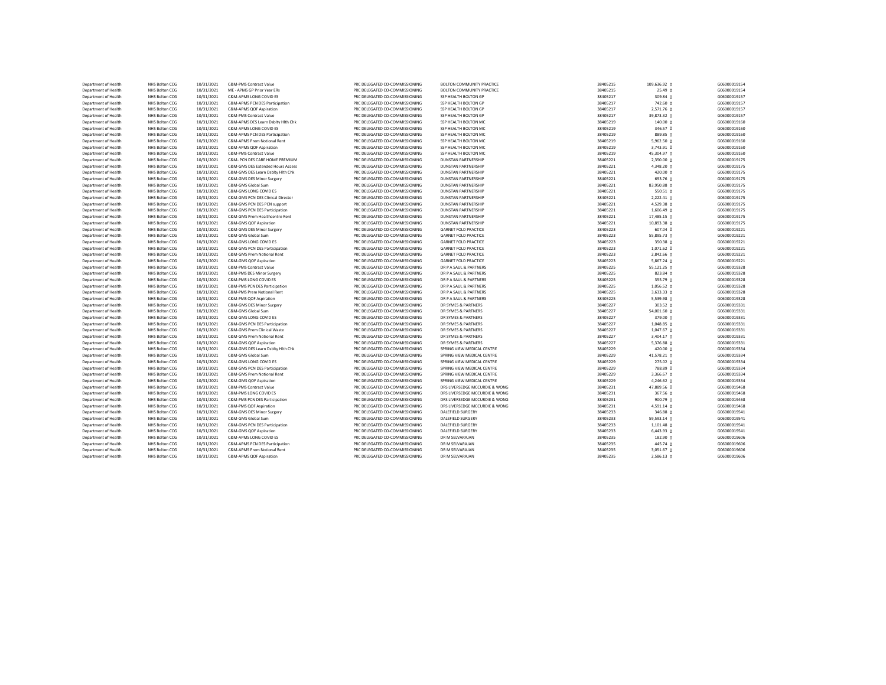| | | | | | | | | |
|---|---|---|---|---|---|---|---|---|
| Department of Health | NHS Bolton CCG | 10/31/2021 | C&M-PMS Contract Value | PRC DELEGATED CO-COMMISSIONING | BOLTON COMMUNITY PRACTICE | 38405215 | 109,636.92 0 | G06000019154 |
| Department of Health | NHS Bolton CCG | 10/31/2021 | ME - APMS GP Prior Year ERs | PRC DELEGATED CO-COMMISSIONING | BOLTON COMMUNITY PRACTICE | 38405215 | 25.49 0 | G06000019154 |
| Department of Health | NHS Bolton CCG | 10/31/2021 | C&M-APMS LONG COVID ES | PRC DELEGATED CO-COMMISSIONING | SSP HEALTH BOLTON GP | 38405217 | 309.84 0 | G06000019157 |
| Department of Health | NHS Bolton CCG | 10/31/2021 | C&M-APMS PCN DES Participation | PRC DELEGATED CO-COMMISSIONING | SSP HEALTH BOLTON GP | 38405217 | 742.60 0 | G06000019157 |
| Department of Health | NHS Bolton CCG | 10/31/2021 | C&M-APMS QOF Aspiration | PRC DELEGATED CO-COMMISSIONING | SSP HEALTH BOLTON GP | 38405217 | 2,571.76 0 | G06000019157 |
| Department of Health | NHS Bolton CCG | 10/31/2021 | C&M-PMS Contract Value | PRC DELEGATED CO-COMMISSIONING | SSP HEALTH BOLTON GP | 38405217 | 39,873.32 0 | G06000019157 |
| Department of Health | NHS Bolton CCG | 10/31/2021 | C&M-APMS DES Learn Dsblty Hlth Chk | PRC DELEGATED CO-COMMISSIONING | SSP HEALTH BOLTON MC | 38405219 | 140.00 0 | G06000019160 |
| Department of Health | NHS Bolton CCG | 10/31/2021 | C&M-APMS LONG COVID ES | PRC DELEGATED CO-COMMISSIONING | SSP HEALTH BOLTON MC | 38405219 | 346.57 0 | G06000019160 |
| Department of Health | NHS Bolton CCG | 10/31/2021 | C&M-APMS PCN DES Participation | PRC DELEGATED CO-COMMISSIONING | SSP HEALTH BOLTON MC | 38405219 | 889.85 0 | G06000019160 |
| Department of Health | NHS Bolton CCG | 10/31/2021 | C&M-APMS Prem Notional Rent | PRC DELEGATED CO-COMMISSIONING | SSP HEALTH BOLTON MC | 38405219 | 5,962.50 0 | G06000019160 |
| Department of Health | NHS Bolton CCG | 10/31/2021 | C&M-APMS QOF Aspiration | PRC DELEGATED CO-COMMISSIONING | SSP HEALTH BOLTON MC | 38405219 | 3,743.91 0 | G06000019160 |
| Department of Health | NHS Bolton CCG | 10/31/2021 | C&M-PMS Contract Value | PRC DELEGATED CO-COMMISSIONING | SSP HEALTH BOLTON MC | 38405219 | 45,304.97 0 | G06000019160 |
| Department of Health | NHS Bolton CCG | 10/31/2021 | C&M- PCN DES CARE HOME PREMIUM | PRC DELEGATED CO-COMMISSIONING | DUNSTAN PARTNERSHIP | 38405221 | 2,350.00 0 | G06000019175 |
| Department of Health | NHS Bolton CCG | 10/31/2021 | C&M-GMS DES Extended Hours Access | PRC DELEGATED CO-COMMISSIONING | DUNSTAN PARTNERSHIP | 38405221 | 4,348.20 0 | G06000019175 |
| Department of Health | NHS Bolton CCG | 10/31/2021 | C&M-GMS DES Learn Dsblty Hlth Chk | PRC DELEGATED CO-COMMISSIONING | DUNSTAN PARTNERSHIP | 38405221 | 420.00 0 | G06000019175 |
| Department of Health | NHS Bolton CCG | 10/31/2021 | C&M-GMS DES Minor Surgery | PRC DELEGATED CO-COMMISSIONING | DUNSTAN PARTNERSHIP | 38405221 | 693.76 0 | G06000019175 |
| Department of Health | NHS Bolton CCG | 10/31/2021 | C&M-GMS Global Sum | PRC DELEGATED CO-COMMISSIONING | DUNSTAN PARTNERSHIP | 38405221 | 83,950.88 0 | G06000019175 |
| Department of Health | NHS Bolton CCG | 10/31/2021 | C&M-GMS LONG COVID ES | PRC DELEGATED CO-COMMISSIONING | DUNSTAN PARTNERSHIP | 38405221 | 550.51 0 | G06000019175 |
| Department of Health | NHS Bolton CCG | 10/31/2021 | C&M-GMS PCN DES Clinical Director | PRC DELEGATED CO-COMMISSIONING | DUNSTAN PARTNERSHIP | 38405221 | 2,222.41 0 | G06000019175 |
| Department of Health | NHS Bolton CCG | 10/31/2021 | C&M-GMS PCN DES PCN support | PRC DELEGATED CO-COMMISSIONING | DUNSTAN PARTNERSHIP | 38405221 | 4,529.38 0 | G06000019175 |
| Department of Health | NHS Bolton CCG | 10/31/2021 | C&M-GMS PCN DES Participation | PRC DELEGATED CO-COMMISSIONING | DUNSTAN PARTNERSHIP | 38405221 | 1,606.49 0 | G06000019175 |
| Department of Health | NHS Bolton CCG | 10/31/2021 | C&M-GMS Prem Healthcentre Rent | PRC DELEGATED CO-COMMISSIONING | DUNSTAN PARTNERSHIP | 38405221 | 17,485.15 0 | G06000019175 |
| Department of Health | NHS Bolton CCG | 10/31/2021 | C&M-GMS QOF Aspiration | PRC DELEGATED CO-COMMISSIONING | DUNSTAN PARTNERSHIP | 38405221 | 10,893.38 0 | G06000019175 |
| Department of Health | NHS Bolton CCG | 10/31/2021 | C&M-GMS DES Minor Surgery | PRC DELEGATED CO-COMMISSIONING | GARNET FOLD PRACTICE | 38405223 | 607.04 0 | G06000019221 |
| Department of Health | NHS Bolton CCG | 10/31/2021 | C&M-GMS Global Sum | PRC DELEGATED CO-COMMISSIONING | GARNET FOLD PRACTICE | 38405223 | 55,895.73 0 | G06000019221 |
| Department of Health | NHS Bolton CCG | 10/31/2021 | C&M-GMS LONG COVID ES | PRC DELEGATED CO-COMMISSIONING | GARNET FOLD PRACTICE | 38405223 | 350.38 0 | G06000019221 |
| Department of Health | NHS Bolton CCG | 10/31/2021 | C&M-GMS PCN DES Participation | PRC DELEGATED CO-COMMISSIONING | GARNET FOLD PRACTICE | 38405223 | 1,071.62 0 | G06000019221 |
| Department of Health | NHS Bolton CCG | 10/31/2021 | C&M-GMS Prem Notional Rent | PRC DELEGATED CO-COMMISSIONING | GARNET FOLD PRACTICE | 38405223 | 2,842.66 0 | G06000019221 |
| Department of Health | NHS Bolton CCG | 10/31/2021 | C&M-GMS QOF Aspiration | PRC DELEGATED CO-COMMISSIONING | GARNET FOLD PRACTICE | 38405223 | 5,867.24 0 | G06000019221 |
| Department of Health | NHS Bolton CCG | 10/31/2021 | C&M-PMS Contract Value | PRC DELEGATED CO-COMMISSIONING | DR P A SAUL & PARTNERS | 38405225 | 55,121.25 0 | G06000019328 |
| Department of Health | NHS Bolton CCG | 10/31/2021 | C&M-PMS DES Minor Surgery | PRC DELEGATED CO-COMMISSIONING | DR P A SAUL & PARTNERS | 38405225 | 823.84 0 | G06000019328 |
| Department of Health | NHS Bolton CCG | 10/31/2021 | C&M-PMS LONG COVID ES | PRC DELEGATED CO-COMMISSIONING | DR P A SAUL & PARTNERS | 38405225 | 355.79 0 | G06000019328 |
| Department of Health | NHS Bolton CCG | 10/31/2021 | C&M-PMS PCN DES Participation | PRC DELEGATED CO-COMMISSIONING | DR P A SAUL & PARTNERS | 38405225 | 1,056.52 0 | G06000019328 |
| Department of Health | NHS Bolton CCG | 10/31/2021 | C&M-PMS Prem Notional Rent | PRC DELEGATED CO-COMMISSIONING | DR P A SAUL & PARTNERS | 38405225 | 3,633.33 0 | G06000019328 |
| Department of Health | NHS Bolton CCG | 10/31/2021 | C&M-PMS QOF Aspiration | PRC DELEGATED CO-COMMISSIONING | DR P A SAUL & PARTNERS | 38405225 | 5,539.98 0 | G06000019328 |
| Department of Health | NHS Bolton CCG | 10/31/2021 | C&M-GMS DES Minor Surgery | PRC DELEGATED CO-COMMISSIONING | DR SYMES & PARTNERS | 38405227 | 303.52 0 | G06000019331 |
| Department of Health | NHS Bolton CCG | 10/31/2021 | C&M-GMS Global Sum | PRC DELEGATED CO-COMMISSIONING | DR SYMES & PARTNERS | 38405227 | 54,001.60 0 | G06000019331 |
| Department of Health | NHS Bolton CCG | 10/31/2021 | C&M-GMS LONG COVID ES | PRC DELEGATED CO-COMMISSIONING | DR SYMES & PARTNERS | 38405227 | 379.00 0 | G06000019331 |
| Department of Health | NHS Bolton CCG | 10/31/2021 | C&M-GMS PCN DES Participation | PRC DELEGATED CO-COMMISSIONING | DR SYMES & PARTNERS | 38405227 | 1,048.85 0 | G06000019331 |
| Department of Health | NHS Bolton CCG | 10/31/2021 | C&M-GMS Prem Clinical Waste | PRC DELEGATED CO-COMMISSIONING | DR SYMES & PARTNERS | 38405227 | 1,047.67 0 | G06000019331 |
| Department of Health | NHS Bolton CCG | 10/31/2021 | C&M-GMS Prem Notional Rent | PRC DELEGATED CO-COMMISSIONING | DR SYMES & PARTNERS | 38405227 | 3,404.17 0 | G06000019331 |
| Department of Health | NHS Bolton CCG | 10/31/2021 | C&M-GMS QOF Aspiration | PRC DELEGATED CO-COMMISSIONING | DR SYMES & PARTNERS | 38405227 | 5,376.88 0 | G06000019331 |
| Department of Health | NHS Bolton CCG | 10/31/2021 | C&M-GMS DES Learn Dsblty Hlth Chk | PRC DELEGATED CO-COMMISSIONING | SPRING VIEW MEDICAL CENTRE | 38405229 | 420.00 0 | G06000019334 |
| Department of Health | NHS Bolton CCG | 10/31/2021 | C&M-GMS Global Sum | PRC DELEGATED CO-COMMISSIONING | SPRING VIEW MEDICAL CENTRE | 38405229 | 41,578.21 0 | G06000019334 |
| Department of Health | NHS Bolton CCG | 10/31/2021 | C&M-GMS LONG COVID ES | PRC DELEGATED CO-COMMISSIONING | SPRING VIEW MEDICAL CENTRE | 38405229 | 275.02 0 | G06000019334 |
| Department of Health | NHS Bolton CCG | 10/31/2021 | C&M-GMS PCN DES Participation | PRC DELEGATED CO-COMMISSIONING | SPRING VIEW MEDICAL CENTRE | 38405229 | 788.89 0 | G06000019334 |
| Department of Health | NHS Bolton CCG | 10/31/2021 | C&M-GMS Prem Notional Rent | PRC DELEGATED CO-COMMISSIONING | SPRING VIEW MEDICAL CENTRE | 38405229 | 3,366.67 0 | G06000019334 |
| Department of Health | NHS Bolton CCG | 10/31/2021 | C&M-GMS QOF Aspiration | PRC DELEGATED CO-COMMISSIONING | SPRING VIEW MEDICAL CENTRE | 38405229 | 4,246.62 0 | G06000019334 |
| Department of Health | NHS Bolton CCG | 10/31/2021 | C&M-PMS Contract Value | PRC DELEGATED CO-COMMISSIONING | DRS LIVERSEDGE MCCURDIE & WONG | 38405231 | 47,889.56 0 | G06000019468 |
| Department of Health | NHS Bolton CCG | 10/31/2021 | C&M-PMS LONG COVID ES | PRC DELEGATED CO-COMMISSIONING | DRS LIVERSEDGE MCCURDIE & WONG | 38405231 | 367.56 0 | G06000019468 |
| Department of Health | NHS Bolton CCG | 10/31/2021 | C&M-PMS PCN DES Participation | PRC DELEGATED CO-COMMISSIONING | DRS LIVERSEDGE MCCURDIE & WONG | 38405231 | 900.79 0 | G06000019468 |
| Department of Health | NHS Bolton CCG | 10/31/2021 | C&M-PMS QOF Aspiration | PRC DELEGATED CO-COMMISSIONING | DRS LIVERSEDGE MCCURDIE & WONG | 38405231 | 4,591.14 0 | G06000019468 |
| Department of Health | NHS Bolton CCG | 10/31/2021 | C&M-GMS DES Minor Surgery | PRC DELEGATED CO-COMMISSIONING | DALEFIELD SURGERY | 38405233 | 346.88 0 | G06000019541 |
| Department of Health | NHS Bolton CCG | 10/31/2021 | C&M-GMS Global Sum | PRC DELEGATED CO-COMMISSIONING | DALEFIELD SURGERY | 38405233 | 59,593.14 0 | G06000019541 |
| Department of Health | NHS Bolton CCG | 10/31/2021 | C&M-GMS PCN DES Participation | PRC DELEGATED CO-COMMISSIONING | DALEFIELD SURGERY | 38405233 | 1,101.48 0 | G06000019541 |
| Department of Health | NHS Bolton CCG | 10/31/2021 | C&M-GMS QOF Aspiration | PRC DELEGATED CO-COMMISSIONING | DALEFIELD SURGERY | 38405233 | 6,443.93 0 | G06000019541 |
| Department of Health | NHS Bolton CCG | 10/31/2021 | C&M-APMS LONG COVID ES | PRC DELEGATED CO-COMMISSIONING | DR M SELVARAJAN | 38405235 | 182.90 0 | G06000019606 |
| Department of Health | NHS Bolton CCG | 10/31/2021 | C&M-APMS PCN DES Participation | PRC DELEGATED CO-COMMISSIONING | DR M SELVARAJAN | 38405235 | 445.74 0 | G06000019606 |
| Department of Health | NHS Bolton CCG | 10/31/2021 | C&M-APMS Prem Notional Rent | PRC DELEGATED CO-COMMISSIONING | DR M SELVARAJAN | 38405235 | 3,051.67 0 | G06000019606 |
| Department of Health | NHS Bolton CCG | 10/31/2021 | C&M-APMS QOF Aspiration | PRC DELEGATED CO-COMMISSIONING | DR M SELVARAJAN | 38405235 | 2,586.13 0 | G06000019606 |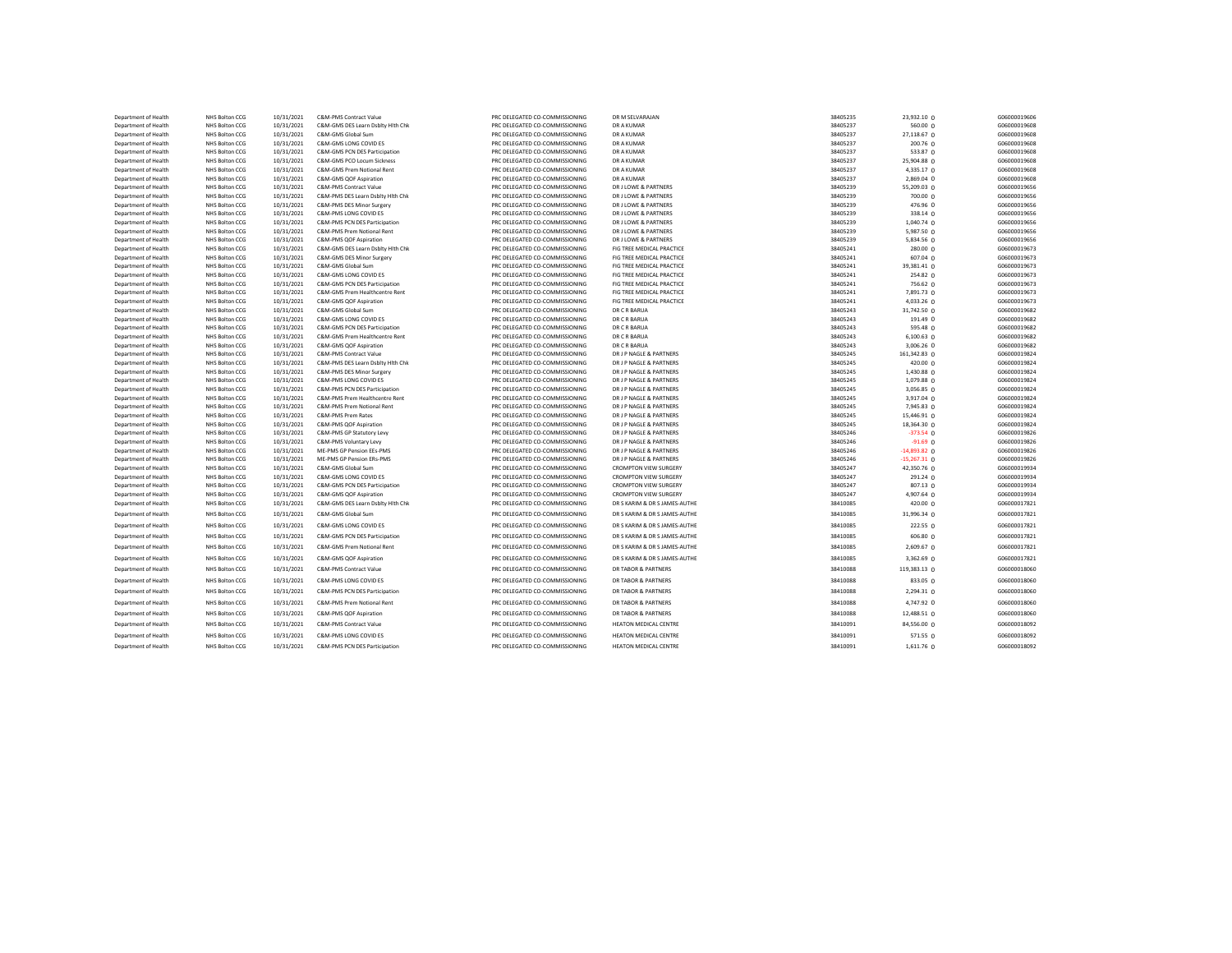| | | | | | | | | |
|---|---|---|---|---|---|---|---|---|
| Department of Health | NHS Bolton CCG | 10/31/2021 | C&M-PMS Contract Value | PRC DELEGATED CO-COMMISSIONING | DR M SELVARAJAN | 38405235 | 23,932.10 | G06000019606 |
| Department of Health | NHS Bolton CCG | 10/31/2021 | C&M-GMS DES Learn Dsblty Hlth Chk | PRC DELEGATED CO-COMMISSIONING | DR A KUMAR | 38405237 | 560.00 | G06000019608 |
| Department of Health | NHS Bolton CCG | 10/31/2021 | C&M-GMS Global Sum | PRC DELEGATED CO-COMMISSIONING | DR A KUMAR | 38405237 | 27,118.67 | G06000019608 |
| Department of Health | NHS Bolton CCG | 10/31/2021 | C&M-GMS LONG COVID ES | PRC DELEGATED CO-COMMISSIONING | DR A KUMAR | 38405237 | 200.76 | G06000019608 |
| Department of Health | NHS Bolton CCG | 10/31/2021 | C&M-GMS PCN DES Participation | PRC DELEGATED CO-COMMISSIONING | DR A KUMAR | 38405237 | 533.87 | G06000019608 |
| Department of Health | NHS Bolton CCG | 10/31/2021 | C&M-GMS PCO Locum Sickness | PRC DELEGATED CO-COMMISSIONING | DR A KUMAR | 38405237 | 25,904.88 | G06000019608 |
| Department of Health | NHS Bolton CCG | 10/31/2021 | C&M-GMS Prem Notional Rent | PRC DELEGATED CO-COMMISSIONING | DR A KUMAR | 38405237 | 4,335.17 | G06000019608 |
| Department of Health | NHS Bolton CCG | 10/31/2021 | C&M-GMS QOF Aspiration | PRC DELEGATED CO-COMMISSIONING | DR A KUMAR | 38405237 | 2,869.04 | G06000019608 |
| Department of Health | NHS Bolton CCG | 10/31/2021 | C&M-PMS Contract Value | PRC DELEGATED CO-COMMISSIONING | DR J LOWE & PARTNERS | 38405239 | 55,209.03 | G06000019656 |
| Department of Health | NHS Bolton CCG | 10/31/2021 | C&M-PMS DES Learn Dsblty Hlth Chk | PRC DELEGATED CO-COMMISSIONING | DR J LOWE & PARTNERS | 38405239 | 700.00 | G06000019656 |
| Department of Health | NHS Bolton CCG | 10/31/2021 | C&M-PMS DES Minor Surgery | PRC DELEGATED CO-COMMISSIONING | DR J LOWE & PARTNERS | 38405239 | 476.96 | G06000019656 |
| Department of Health | NHS Bolton CCG | 10/31/2021 | C&M-PMS LONG COVID ES | PRC DELEGATED CO-COMMISSIONING | DR J LOWE & PARTNERS | 38405239 | 338.14 | G06000019656 |
| Department of Health | NHS Bolton CCG | 10/31/2021 | C&M-PMS PCN DES Participation | PRC DELEGATED CO-COMMISSIONING | DR J LOWE & PARTNERS | 38405239 | 1,040.74 | G06000019656 |
| Department of Health | NHS Bolton CCG | 10/31/2021 | C&M-PMS Prem Notional Rent | PRC DELEGATED CO-COMMISSIONING | DR J LOWE & PARTNERS | 38405239 | 5,987.50 | G06000019656 |
| Department of Health | NHS Bolton CCG | 10/31/2021 | C&M-PMS QOF Aspiration | PRC DELEGATED CO-COMMISSIONING | DR J LOWE & PARTNERS | 38405239 | 5,834.56 | G06000019656 |
| Department of Health | NHS Bolton CCG | 10/31/2021 | C&M-GMS DES Learn Dsblty Hlth Chk | PRC DELEGATED CO-COMMISSIONING | FIG TREE MEDICAL PRACTICE | 38405241 | 280.00 | G06000019673 |
| Department of Health | NHS Bolton CCG | 10/31/2021 | C&M-GMS DES Minor Surgery | PRC DELEGATED CO-COMMISSIONING | FIG TREE MEDICAL PRACTICE | 38405241 | 607.04 | G06000019673 |
| Department of Health | NHS Bolton CCG | 10/31/2021 | C&M-GMS Global Sum | PRC DELEGATED CO-COMMISSIONING | FIG TREE MEDICAL PRACTICE | 38405241 | 39,381.41 | G06000019673 |
| Department of Health | NHS Bolton CCG | 10/31/2021 | C&M-GMS LONG COVID ES | PRC DELEGATED CO-COMMISSIONING | FIG TREE MEDICAL PRACTICE | 38405241 | 254.82 | G06000019673 |
| Department of Health | NHS Bolton CCG | 10/31/2021 | C&M-GMS PCN DES Participation | PRC DELEGATED CO-COMMISSIONING | FIG TREE MEDICAL PRACTICE | 38405241 | 756.62 | G06000019673 |
| Department of Health | NHS Bolton CCG | 10/31/2021 | C&M-GMS Prem Healthcentre Rent | PRC DELEGATED CO-COMMISSIONING | FIG TREE MEDICAL PRACTICE | 38405241 | 7,891.73 | G06000019673 |
| Department of Health | NHS Bolton CCG | 10/31/2021 | C&M-GMS QOF Aspiration | PRC DELEGATED CO-COMMISSIONING | FIG TREE MEDICAL PRACTICE | 38405241 | 4,033.26 | G06000019673 |
| Department of Health | NHS Bolton CCG | 10/31/2021 | C&M-GMS Global Sum | PRC DELEGATED CO-COMMISSIONING | DR C R BARUA | 38405243 | 31,742.50 | G06000019682 |
| Department of Health | NHS Bolton CCG | 10/31/2021 | C&M-GMS LONG COVID ES | PRC DELEGATED CO-COMMISSIONING | DR C R BARUA | 38405243 | 191.49 | G06000019682 |
| Department of Health | NHS Bolton CCG | 10/31/2021 | C&M-GMS PCN DES Participation | PRC DELEGATED CO-COMMISSIONING | DR C R BARUA | 38405243 | 595.48 | G06000019682 |
| Department of Health | NHS Bolton CCG | 10/31/2021 | C&M-GMS Prem Healthcentre Rent | PRC DELEGATED CO-COMMISSIONING | DR C R BARUA | 38405243 | 6,100.63 | G06000019682 |
| Department of Health | NHS Bolton CCG | 10/31/2021 | C&M-GMS QOF Aspiration | PRC DELEGATED CO-COMMISSIONING | DR C R BARUA | 38405243 | 3,006.26 | G06000019682 |
| Department of Health | NHS Bolton CCG | 10/31/2021 | C&M-PMS Contract Value | PRC DELEGATED CO-COMMISSIONING | DR J P NAGLE & PARTNERS | 38405245 | 161,342.83 | G06000019824 |
| Department of Health | NHS Bolton CCG | 10/31/2021 | C&M-PMS DES Learn Dsblty Hlth Chk | PRC DELEGATED CO-COMMISSIONING | DR J P NAGLE & PARTNERS | 38405245 | 420.00 | G06000019824 |
| Department of Health | NHS Bolton CCG | 10/31/2021 | C&M-PMS DES Minor Surgery | PRC DELEGATED CO-COMMISSIONING | DR J P NAGLE & PARTNERS | 38405245 | 1,430.88 | G06000019824 |
| Department of Health | NHS Bolton CCG | 10/31/2021 | C&M-PMS LONG COVID ES | PRC DELEGATED CO-COMMISSIONING | DR J P NAGLE & PARTNERS | 38405245 | 1,079.88 | G06000019824 |
| Department of Health | NHS Bolton CCG | 10/31/2021 | C&M-PMS PCN DES Participation | PRC DELEGATED CO-COMMISSIONING | DR J P NAGLE & PARTNERS | 38405245 | 3,056.85 | G06000019824 |
| Department of Health | NHS Bolton CCG | 10/31/2021 | C&M-PMS Prem Healthcentre Rent | PRC DELEGATED CO-COMMISSIONING | DR J P NAGLE & PARTNERS | 38405245 | 3,917.04 | G06000019824 |
| Department of Health | NHS Bolton CCG | 10/31/2021 | C&M-PMS Prem Notional Rent | PRC DELEGATED CO-COMMISSIONING | DR J P NAGLE & PARTNERS | 38405245 | 7,945.83 | G06000019824 |
| Department of Health | NHS Bolton CCG | 10/31/2021 | C&M-PMS Prem Rates | PRC DELEGATED CO-COMMISSIONING | DR J P NAGLE & PARTNERS | 38405245 | 15,446.91 | G06000019824 |
| Department of Health | NHS Bolton CCG | 10/31/2021 | C&M-PMS QOF Aspiration | PRC DELEGATED CO-COMMISSIONING | DR J P NAGLE & PARTNERS | 38405245 | 18,364.30 | G06000019824 |
| Department of Health | NHS Bolton CCG | 10/31/2021 | C&M-PMS GP Statutory Levy | PRC DELEGATED CO-COMMISSIONING | DR J P NAGLE & PARTNERS | 38405246 | -373.54 | G06000019826 |
| Department of Health | NHS Bolton CCG | 10/31/2021 | C&M-PMS Voluntary Levy | PRC DELEGATED CO-COMMISSIONING | DR J P NAGLE & PARTNERS | 38405246 | -91.69 | G06000019826 |
| Department of Health | NHS Bolton CCG | 10/31/2021 | ME-PMS GP Pension EEs-PMS | PRC DELEGATED CO-COMMISSIONING | DR J P NAGLE & PARTNERS | 38405246 | -14,893.82 | G06000019826 |
| Department of Health | NHS Bolton CCG | 10/31/2021 | ME-PMS GP Pension ERs-PMS | PRC DELEGATED CO-COMMISSIONING | DR J P NAGLE & PARTNERS | 38405246 | -15,267.31 | G06000019826 |
| Department of Health | NHS Bolton CCG | 10/31/2021 | C&M-GMS Global Sum | PRC DELEGATED CO-COMMISSIONING | CROMPTON VIEW SURGERY | 38405247 | 42,350.76 | G06000019934 |
| Department of Health | NHS Bolton CCG | 10/31/2021 | C&M-GMS LONG COVID ES | PRC DELEGATED CO-COMMISSIONING | CROMPTON VIEW SURGERY | 38405247 | 291.24 | G06000019934 |
| Department of Health | NHS Bolton CCG | 10/31/2021 | C&M-GMS PCN DES Participation | PRC DELEGATED CO-COMMISSIONING | CROMPTON VIEW SURGERY | 38405247 | 807.13 | G06000019934 |
| Department of Health | NHS Bolton CCG | 10/31/2021 | C&M-GMS QOF Aspiration | PRC DELEGATED CO-COMMISSIONING | CROMPTON VIEW SURGERY | 38405247 | 4,907.64 | G06000019934 |
| Department of Health | NHS Bolton CCG | 10/31/2021 | C&M-GMS DES Learn Dsblty Hlth Chk | PRC DELEGATED CO-COMMISSIONING | DR S KARIM & DR S JAMES-AUTHE | 38410085 | 420.00 | G06000017821 |
| Department of Health | NHS Bolton CCG | 10/31/2021 | C&M-GMS Global Sum | PRC DELEGATED CO-COMMISSIONING | DR S KARIM & DR S JAMES-AUTHE | 38410085 | 31,996.34 | G06000017821 |
| Department of Health | NHS Bolton CCG | 10/31/2021 | C&M-GMS LONG COVID ES | PRC DELEGATED CO-COMMISSIONING | DR S KARIM & DR S JAMES-AUTHE | 38410085 | 222.55 | G06000017821 |
| Department of Health | NHS Bolton CCG | 10/31/2021 | C&M-GMS PCN DES Participation | PRC DELEGATED CO-COMMISSIONING | DR S KARIM & DR S JAMES-AUTHE | 38410085 | 606.80 | G06000017821 |
| Department of Health | NHS Bolton CCG | 10/31/2021 | C&M-GMS Prem Notional Rent | PRC DELEGATED CO-COMMISSIONING | DR S KARIM & DR S JAMES-AUTHE | 38410085 | 2,609.67 | G06000017821 |
| Department of Health | NHS Bolton CCG | 10/31/2021 | C&M-GMS QOF Aspiration | PRC DELEGATED CO-COMMISSIONING | DR S KARIM & DR S JAMES-AUTHE | 38410085 | 3,362.69 | G06000017821 |
| Department of Health | NHS Bolton CCG | 10/31/2021 | C&M-PMS Contract Value | PRC DELEGATED CO-COMMISSIONING | DR TABOR & PARTNERS | 38410088 | 119,383.13 | G06000018060 |
| Department of Health | NHS Bolton CCG | 10/31/2021 | C&M-PMS LONG COVID ES | PRC DELEGATED CO-COMMISSIONING | DR TABOR & PARTNERS | 38410088 | 833.05 | G06000018060 |
| Department of Health | NHS Bolton CCG | 10/31/2021 | C&M-PMS PCN DES Participation | PRC DELEGATED CO-COMMISSIONING | DR TABOR & PARTNERS | 38410088 | 2,294.31 | G06000018060 |
| Department of Health | NHS Bolton CCG | 10/31/2021 | C&M-PMS Prem Notional Rent | PRC DELEGATED CO-COMMISSIONING | DR TABOR & PARTNERS | 38410088 | 4,747.92 | G06000018060 |
| Department of Health | NHS Bolton CCG | 10/31/2021 | C&M-PMS QOF Aspiration | PRC DELEGATED CO-COMMISSIONING | DR TABOR & PARTNERS | 38410088 | 12,488.51 | G06000018060 |
| Department of Health | NHS Bolton CCG | 10/31/2021 | C&M-PMS Contract Value | PRC DELEGATED CO-COMMISSIONING | HEATON MEDICAL CENTRE | 38410091 | 84,556.00 | G06000018092 |
| Department of Health | NHS Bolton CCG | 10/31/2021 | C&M-PMS LONG COVID ES | PRC DELEGATED CO-COMMISSIONING | HEATON MEDICAL CENTRE | 38410091 | 571.55 | G06000018092 |
| Department of Health | NHS Bolton CCG | 10/31/2021 | C&M-PMS PCN DES Participation | PRC DELEGATED CO-COMMISSIONING | HEATON MEDICAL CENTRE | 38410091 | 1,611.76 | G06000018092 |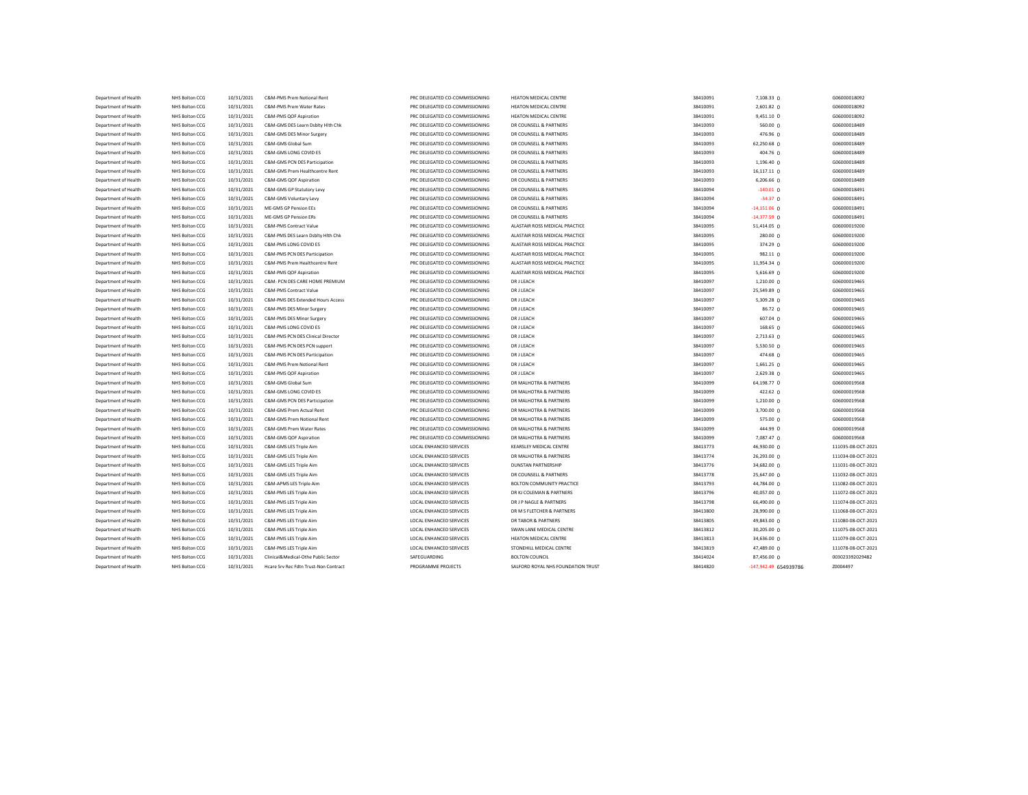| | | | | | | | | | |
|---|---|---|---|---|---|---|---|---|---|
| Department of Health | NHS Bolton CCG | 10/31/2021 | C&M-PMS Prem Notional Rent | PRC DELEGATED CO-COMMISSIONING | HEATON MEDICAL CENTRE | 38410091 | 7,108.33 | 0 | G06000018092 |
| Department of Health | NHS Bolton CCG | 10/31/2021 | C&M-PMS Prem Water Rates | PRC DELEGATED CO-COMMISSIONING | HEATON MEDICAL CENTRE | 38410091 | 2,601.82 | 0 | G06000018092 |
| Department of Health | NHS Bolton CCG | 10/31/2021 | C&M-PMS QOF Aspiration | PRC DELEGATED CO-COMMISSIONING | HEATON MEDICAL CENTRE | 38410091 | 9,451.10 | 0 | G06000018092 |
| Department of Health | NHS Bolton CCG | 10/31/2021 | C&M-GMS DES Learn Dsblty Hlth Chk | PRC DELEGATED CO-COMMISSIONING | DR COUNSELL & PARTNERS | 38410093 | 560.00 | 0 | G06000018489 |
| Department of Health | NHS Bolton CCG | 10/31/2021 | C&M-GMS DES Minor Surgery | PRC DELEGATED CO-COMMISSIONING | DR COUNSELL & PARTNERS | 38410093 | 476.96 | 0 | G06000018489 |
| Department of Health | NHS Bolton CCG | 10/31/2021 | C&M-GMS Global Sum | PRC DELEGATED CO-COMMISSIONING | DR COUNSELL & PARTNERS | 38410093 | 62,250.68 | 0 | G06000018489 |
| Department of Health | NHS Bolton CCG | 10/31/2021 | C&M-GMS LONG COVID ES | PRC DELEGATED CO-COMMISSIONING | DR COUNSELL & PARTNERS | 38410093 | 404.76 | 0 | G06000018489 |
| Department of Health | NHS Bolton CCG | 10/31/2021 | C&M-GMS PCN DES Participation | PRC DELEGATED CO-COMMISSIONING | DR COUNSELL & PARTNERS | 38410093 | 1,196.40 | 0 | G06000018489 |
| Department of Health | NHS Bolton CCG | 10/31/2021 | C&M-GMS Prem Healthcentre Rent | PRC DELEGATED CO-COMMISSIONING | DR COUNSELL & PARTNERS | 38410093 | 16,117.11 | 0 | G06000018489 |
| Department of Health | NHS Bolton CCG | 10/31/2021 | C&M-GMS QOF Aspiration | PRC DELEGATED CO-COMMISSIONING | DR COUNSELL & PARTNERS | 38410093 | 6,206.66 | 0 | G06000018489 |
| Department of Health | NHS Bolton CCG | 10/31/2021 | C&M-GMS GP Statutory Levy | PRC DELEGATED CO-COMMISSIONING | DR COUNSELL & PARTNERS | 38410094 | -140.01 | 0 | G06000018491 |
| Department of Health | NHS Bolton CCG | 10/31/2021 | C&M-GMS Voluntary Levy | PRC DELEGATED CO-COMMISSIONING | DR COUNSELL & PARTNERS | 38410094 | -34.37 | 0 | G06000018491 |
| Department of Health | NHS Bolton CCG | 10/31/2021 | ME-GMS GP Pension EEs | PRC DELEGATED CO-COMMISSIONING | DR COUNSELL & PARTNERS | 38410094 | -14,151.06 | 0 | G06000018491 |
| Department of Health | NHS Bolton CCG | 10/31/2021 | ME-GMS GP Pension ERs | PRC DELEGATED CO-COMMISSIONING | DR COUNSELL & PARTNERS | 38410094 | -14,377.59 | 0 | G06000018491 |
| Department of Health | NHS Bolton CCG | 10/31/2021 | C&M-PMS Contract Value | PRC DELEGATED CO-COMMISSIONING | ALASTAIR ROSS MEDICAL PRACTICE | 38410095 | 51,414.05 | 0 | G06000019200 |
| Department of Health | NHS Bolton CCG | 10/31/2021 | C&M-PMS DES Learn Dsblty Hlth Chk | PRC DELEGATED CO-COMMISSIONING | ALASTAIR ROSS MEDICAL PRACTICE | 38410095 | 280.00 | 0 | G06000019200 |
| Department of Health | NHS Bolton CCG | 10/31/2021 | C&M-PMS LONG COVID ES | PRC DELEGATED CO-COMMISSIONING | ALASTAIR ROSS MEDICAL PRACTICE | 38410095 | 374.29 | 0 | G06000019200 |
| Department of Health | NHS Bolton CCG | 10/31/2021 | C&M-PMS PCN DES Participation | PRC DELEGATED CO-COMMISSIONING | ALASTAIR ROSS MEDICAL PRACTICE | 38410095 | 982.11 | 0 | G06000019200 |
| Department of Health | NHS Bolton CCG | 10/31/2021 | C&M-PMS Prem Healthcentre Rent | PRC DELEGATED CO-COMMISSIONING | ALASTAIR ROSS MEDICAL PRACTICE | 38410095 | 11,954.34 | 0 | G06000019200 |
| Department of Health | NHS Bolton CCG | 10/31/2021 | C&M-PMS QOF Aspiration | PRC DELEGATED CO-COMMISSIONING | ALASTAIR ROSS MEDICAL PRACTICE | 38410095 | 5,616.69 | 0 | G06000019200 |
| Department of Health | NHS Bolton CCG | 10/31/2021 | C&M- PCN DES CARE HOME PREMIUM | PRC DELEGATED CO-COMMISSIONING | DR J LEACH | 38410097 | 1,210.00 | 0 | G06000019465 |
| Department of Health | NHS Bolton CCG | 10/31/2021 | C&M-PMS Contract Value | PRC DELEGATED CO-COMMISSIONING | DR J LEACH | 38410097 | 25,549.89 | 0 | G06000019465 |
| Department of Health | NHS Bolton CCG | 10/31/2021 | C&M-PMS DES Extended Hours Access | PRC DELEGATED CO-COMMISSIONING | DR J LEACH | 38410097 | 5,309.28 | 0 | G06000019465 |
| Department of Health | NHS Bolton CCG | 10/31/2021 | C&M-PMS DES Minor Surgery | PRC DELEGATED CO-COMMISSIONING | DR J LEACH | 38410097 | 86.72 | 0 | G06000019465 |
| Department of Health | NHS Bolton CCG | 10/31/2021 | C&M-PMS DES Minor Surgery | PRC DELEGATED CO-COMMISSIONING | DR J LEACH | 38410097 | 607.04 | 0 | G06000019465 |
| Department of Health | NHS Bolton CCG | 10/31/2021 | C&M-PMS LONG COVID ES | PRC DELEGATED CO-COMMISSIONING | DR J LEACH | 38410097 | 168.65 | 0 | G06000019465 |
| Department of Health | NHS Bolton CCG | 10/31/2021 | C&M-PMS PCN DES Clinical Director | PRC DELEGATED CO-COMMISSIONING | DR J LEACH | 38410097 | 2,713.63 | 0 | G06000019465 |
| Department of Health | NHS Bolton CCG | 10/31/2021 | C&M-PMS PCN DES PCN support | PRC DELEGATED CO-COMMISSIONING | DR J LEACH | 38410097 | 5,530.50 | 0 | G06000019465 |
| Department of Health | NHS Bolton CCG | 10/31/2021 | C&M-PMS PCN DES Participation | PRC DELEGATED CO-COMMISSIONING | DR J LEACH | 38410097 | 474.68 | 0 | G06000019465 |
| Department of Health | NHS Bolton CCG | 10/31/2021 | C&M-PMS Prem Notional Rent | PRC DELEGATED CO-COMMISSIONING | DR J LEACH | 38410097 | 1,661.25 | 0 | G06000019465 |
| Department of Health | NHS Bolton CCG | 10/31/2021 | C&M-PMS QOF Aspiration | PRC DELEGATED CO-COMMISSIONING | DR J LEACH | 38410097 | 2,629.38 | 0 | G06000019465 |
| Department of Health | NHS Bolton CCG | 10/31/2021 | C&M-GMS Global Sum | PRC DELEGATED CO-COMMISSIONING | DR MALHOTRA & PARTNERS | 38410099 | 64,198.77 | 0 | G06000019568 |
| Department of Health | NHS Bolton CCG | 10/31/2021 | C&M-GMS LONG COVID ES | PRC DELEGATED CO-COMMISSIONING | DR MALHOTRA & PARTNERS | 38410099 | 422.62 | 0 | G06000019568 |
| Department of Health | NHS Bolton CCG | 10/31/2021 | C&M-GMS PCN DES Participation | PRC DELEGATED CO-COMMISSIONING | DR MALHOTRA & PARTNERS | 38410099 | 1,210.00 | 0 | G06000019568 |
| Department of Health | NHS Bolton CCG | 10/31/2021 | C&M-GMS Prem Actual Rent | PRC DELEGATED CO-COMMISSIONING | DR MALHOTRA & PARTNERS | 38410099 | 3,700.00 | 0 | G06000019568 |
| Department of Health | NHS Bolton CCG | 10/31/2021 | C&M-GMS Prem Notional Rent | PRC DELEGATED CO-COMMISSIONING | DR MALHOTRA & PARTNERS | 38410099 | 575.00 | 0 | G06000019568 |
| Department of Health | NHS Bolton CCG | 10/31/2021 | C&M-GMS Prem Water Rates | PRC DELEGATED CO-COMMISSIONING | DR MALHOTRA & PARTNERS | 38410099 | 444.99 | 0 | G06000019568 |
| Department of Health | NHS Bolton CCG | 10/31/2021 | C&M-GMS QOF Aspiration | PRC DELEGATED CO-COMMISSIONING | DR MALHOTRA & PARTNERS | 38410099 | 7,087.47 | 0 | G06000019568 |
| Department of Health | NHS Bolton CCG | 10/31/2021 | C&M-GMS LES Triple Aim | LOCAL ENHANCED SERVICES | KEARSLEY MEDICAL CENTRE | 38413773 | 46,930.00 | 0 | 111035-08-OCT-2021 |
| Department of Health | NHS Bolton CCG | 10/31/2021 | C&M-GMS LES Triple Aim | LOCAL ENHANCED SERVICES | DR MALHOTRA & PARTNERS | 38413774 | 26,293.00 | 0 | 111034-08-OCT-2021 |
| Department of Health | NHS Bolton CCG | 10/31/2021 | C&M-GMS LES Triple Aim | LOCAL ENHANCED SERVICES | DUNSTAN PARTNERSHIP | 38413776 | 34,682.00 | 0 | 111031-08-OCT-2021 |
| Department of Health | NHS Bolton CCG | 10/31/2021 | C&M-GMS LES Triple Aim | LOCAL ENHANCED SERVICES | DR COUNSELL & PARTNERS | 38413778 | 25,647.00 | 0 | 111032-08-OCT-2021 |
| Department of Health | NHS Bolton CCG | 10/31/2021 | C&M-APMS LES Triple Aim | LOCAL ENHANCED SERVICES | BOLTON COMMUNITY PRACTICE | 38413793 | 44,784.00 | 0 | 111082-08-OCT-2021 |
| Department of Health | NHS Bolton CCG | 10/31/2021 | C&M-PMS LES Triple Aim | LOCAL ENHANCED SERVICES | DR KJ COLEMAN & PARTNERS | 38413796 | 40,057.00 | 0 | 111072-08-OCT-2021 |
| Department of Health | NHS Bolton CCG | 10/31/2021 | C&M-PMS LES Triple Aim | LOCAL ENHANCED SERVICES | DR J P NAGLE & PARTNERS | 38413798 | 66,490.00 | 0 | 111074-08-OCT-2021 |
| Department of Health | NHS Bolton CCG | 10/31/2021 | C&M-PMS LES Triple Aim | LOCAL ENHANCED SERVICES | DR M S FLETCHER & PARTNERS | 38413800 | 28,990.00 | 0 | 111068-08-OCT-2021 |
| Department of Health | NHS Bolton CCG | 10/31/2021 | C&M-PMS LES Triple Aim | LOCAL ENHANCED SERVICES | DR TABOR & PARTNERS | 38413805 | 49,843.00 | 0 | 111080-08-OCT-2021 |
| Department of Health | NHS Bolton CCG | 10/31/2021 | C&M-PMS LES Triple Aim | LOCAL ENHANCED SERVICES | SWAN LANE MEDICAL CENTRE | 38413812 | 30,205.00 | 0 | 111075-08-OCT-2021 |
| Department of Health | NHS Bolton CCG | 10/31/2021 | C&M-PMS LES Triple Aim | LOCAL ENHANCED SERVICES | HEATON MEDICAL CENTRE | 38413813 | 34,636.00 | 0 | 111079-08-OCT-2021 |
| Department of Health | NHS Bolton CCG | 10/31/2021 | C&M-PMS LES Triple Aim | LOCAL ENHANCED SERVICES | STONEHILL MEDICAL CENTRE | 38413819 | 47,489.00 | 0 | 111078-08-OCT-2021 |
| Department of Health | NHS Bolton CCG | 10/31/2021 | Clinical&Medical-Othe Public Sector | SAFEGUARDING | BOLTON COUNCIL | 38414024 | 87,456.00 | 0 | 003023392029482 |
| Department of Health | NHS Bolton CCG | 10/31/2021 | Hcare Srv Rec Fdtn Trust-Non Contract | PROGRAMME PROJECTS | SALFORD ROYAL NHS FOUNDATION TRUST | 38414820 | -147,942.49 | 654939786 | Z0004497 |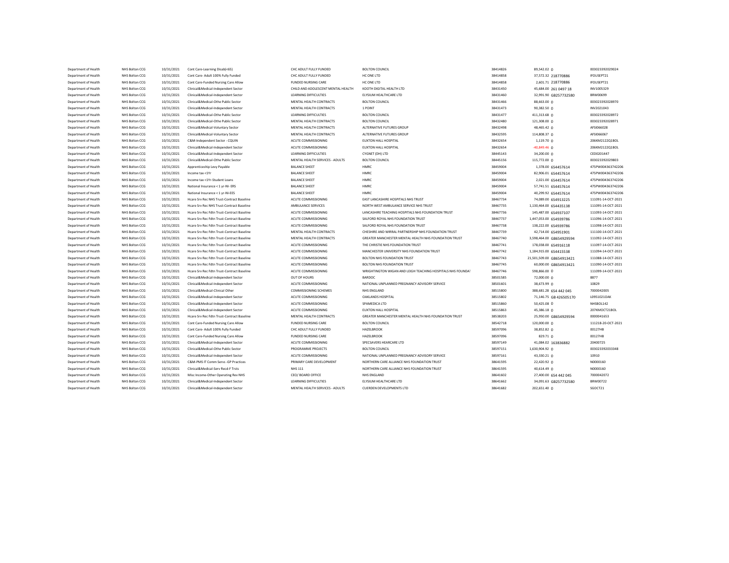| | | | | | | | | | |
|---|---|---|---|---|---|---|---|---|---|
| Department of Health | NHS Bolton CCG | 10/31/2021 | Cont Care-Learning Disab(<65) | CHC ADULT FULLY FUNDED | BOLTON COUNCIL | 38414826 | 89,542.02 | 0 | 003023392029024 |
| Department of Health | NHS Bolton CCG | 10/31/2021 | Cont Care- Adult 100% Fully Funded | CHC ADULT FULLY FUNDED | HC ONE LTD | 38414858 | 37,572.32 | 218770886 | IFOUSEPT21 |
| Department of Health | NHS Bolton CCG | 10/31/2021 | Cont Care-Funded Nursing Care Allow | FUNDED NURSING CARE | HC ONE LTD | 38414858 | 2,601.71 | 218770886 | IFOUSEPT21 |
| Department of Health | NHS Bolton CCG | 10/31/2021 | Clinical&Medical-Independent Sector | CHILD AND ADOLESCENT MENTAL HEALTH | KOOTH DIGITAL HEALTH LTD | 38431450 | 45,684.00 | 261 0497 18 | INV1005329 |
| Department of Health | NHS Bolton CCG | 10/31/2021 | Clinical&Medical-Independent Sector | LEARNING DIFFICULTIES | ELYSIUM HEALTHCARE LTD | 38431460 | 32,991.90 | GB257732580 | BRW00699 |
| Department of Health | NHS Bolton CCG | 10/31/2021 | Clinical&Medical-Othe Public Sector | MENTAL HEALTH CONTRACTS | BOLTON COUNCIL | 38431466 | 88,663.00 | 0 | 003023392028970 |
| Department of Health | NHS Bolton CCG | 10/31/2021 | Clinical&Medical-Independent Sector | MENTAL HEALTH CONTRACTS | 1 POINT | 38431473 | 90,382.50 | 0 | INV2021043 |
| Department of Health | NHS Bolton CCG | 10/31/2021 | Clinical&Medical-Othe Public Sector | LEARNING DIFFICULTIES | BOLTON COUNCIL | 38431477 | 411,313.68 | 0 | 003023392028972 |
| Department of Health | NHS Bolton CCG | 10/31/2021 | Clinical&Medical-Othe Public Sector | MENTAL HEALTH CONTRACTS | BOLTON COUNCIL | 38432480 | 121,308.00 | 0 | 003023392028971 |
| Department of Health | NHS Bolton CCG | 10/31/2021 | Clinical&Medical-Voluntary Sector | MENTAL HEALTH CONTRACTS | ALTERNATIVE FUTURES GROUP | 38432498 | 48,465.42 | 0 | AFSI066028 |
| Department of Health | NHS Bolton CCG | 10/31/2021 | Clinical&Medical-Voluntary Sector | MENTAL HEALTH CONTRACTS | ALTERNATIVE FUTURES GROUP | 38432595 | 114,808.37 | 0 | AFSI066067 |
| Department of Health | NHS Bolton CCG | 10/31/2021 | C&M-Independent Sector - CQUIN | ACUTE COMMISSIONING | EUXTON HALL HOSPITAL | 38432654 | 1,119.70 | 0 | 206KM2122Q1BOL |
| Department of Health | NHS Bolton CCG | 10/31/2021 | Clinical&Medical-Independent Sector | ACUTE COMMISSIONING | EUXTON HALL HOSPITAL | 38432654 | -40,849.46 | 0 | 206KM2122Q1BOL |
| Department of Health | NHS Bolton CCG | 10/31/2021 | Clinical&Medical-Independent Sector | LEARNING DIFFICULTIES | CYGNET (DH) LTD | 38445143 | 34,200.00 | 0 | CED0201447 |
| Department of Health | NHS Bolton CCG | 10/31/2021 | Clinical&Medical-Othe Public Sector | MENTAL HEALTH SERVICES - ADULTS | BOLTON COUNCIL | 38445156 | 115,772.00 | 0 | 003023392029803 |
| Department of Health | NHS Bolton CCG | 10/31/2021 | Apprenticeship Levy Payable | BALANCE SHEET | HMRC | 38459004 | 1,378.00 | 654457614 | 475PW004363742206 |
| Department of Health | NHS Bolton CCG | 10/31/2021 | Income tax <1Yr | BALANCE SHEET | HMRC | 38459004 | 82,906.01 | 654457614 | 475PW004363742206 |
| Department of Health | NHS Bolton CCG | 10/31/2021 | Income tax <1Yr-Student Loans | BALANCE SHEET | HMRC | 38459004 | 2,021.00 | 654457614 | 475PW004363742206 |
| Department of Health | NHS Bolton CCG | 10/31/2021 | National Insurance < 1 yr-NI- ERS | BALANCE SHEET | HMRC | 38459004 | 57,741.51 | 654457614 | 475PW004363742206 |
| Department of Health | NHS Bolton CCG | 10/31/2021 | National Insurance < 1 yr-NI-EES | BALANCE SHEET | HMRC | 38459004 | 40,299.92 | 654457614 | 475PW004363742206 |
| Department of Health | NHS Bolton CCG | 10/31/2021 | Hcare Srv Rec NHS Trust-Contract Baseline | ACUTE COMMISSIONING | EAST LANCASHIRE HOSPITALS NHS TRUST | 38467734 | 74,089.00 | 654913225 | 111091-14-OCT-2021 |
| Department of Health | NHS Bolton CCG | 10/31/2021 | Hcare Srv Rec NHS Trust-Contract Baseline | AMBULANCE SERVICES | NORTH WEST AMBULANCE SERVICE NHS TRUST | 38467735 | 1,130,464.00 | 654435138 | 111095-14-OCT-2021 |
| Department of Health | NHS Bolton CCG | 10/31/2021 | Hcare Srv Rec Fdtn Trust-Contract Baseline | ACUTE COMMISSIONING | LANCASHIRE TEACHING HOSPITALS NHS FOUNDATION TRUST | 38467736 | 145,487.00 | 654937107 | 111093-14-OCT-2021 |
| Department of Health | NHS Bolton CCG | 10/31/2021 | Hcare Srv Rec Fdtn Trust-Contract Baseline | ACUTE COMMISSIONING | SALFORD ROYAL NHS FOUNDATION TRUST | 38467737 | 1,447,053.00 | 654939786 | 111096-14-OCT-2021 |
| Department of Health | NHS Bolton CCG | 10/31/2021 | Hcare Srv Rec Fdtn Trust-Contract Baseline | ACUTE COMMISSIONING | SALFORD ROYAL NHS FOUNDATION TRUST | 38467738 | 138,222.00 | 654939786 | 111098-14-OCT-2021 |
| Department of Health | NHS Bolton CCG | 10/31/2021 | Hcare Srv Rec Fdtn Trust-Contract Baseline | MENTAL HEALTH CONTRACTS | CHESHIRE AND WIRRAL PARTNERSHIP NHS FOUNDATION TRUST | 38467739 | 42,714.00 | 654951901 | 111100-14-OCT-2021 |
| Department of Health | NHS Bolton CCG | 10/31/2021 | Hcare Srv Rec Fdtn Trust-Contract Baseline | MENTAL HEALTH CONTRACTS | GREATER MANCHESTER MENTAL HEALTH NHS FOUNDATION TRUST | 38467740 | 3,598,464.00 | GB654929594 | 111092-14-OCT-2021 |
| Department of Health | NHS Bolton CCG | 10/31/2021 | Hcare Srv Rec Fdtn Trust-Contract Baseline | ACUTE COMMISSIONING | THE CHRISTIE NHS FOUNDATION TRUST | 38467741 | 178,038.00 | 654916118 | 111097-14-OCT-2021 |
| Department of Health | NHS Bolton CCG | 10/31/2021 | Hcare Srv Rec Fdtn Trust-Contract Baseline | ACUTE COMMISSIONING | MANCHESTER UNIVERSITY NHS FOUNDATION TRUST | 38467742 | 1,184,915.00 | 654415538 | 111094-14-OCT-2021 |
| Department of Health | NHS Bolton CCG | 10/31/2021 | Hcare Srv Rec Fdtn Trust-Contract Baseline | ACUTE COMMISSIONING | BOLTON NHS FOUNDATION TRUST | 38467743 | 21,501,509.00 | GB654913421 | 111088-14-OCT-2021 |
| Department of Health | NHS Bolton CCG | 10/31/2021 | Hcare Srv Rec Fdtn Trust-Contract Baseline | ACUTE COMMISSIONING | BOLTON NHS FOUNDATION TRUST | 38467745 | 60,000.00 | GB654913421 | 111090-14-OCT-2021 |
| Department of Health | NHS Bolton CCG | 10/31/2021 | Hcare Srv Rec Fdtn Trust-Contract Baseline | ACUTE COMMISSIONING | WRIGHTINGTON WIGAN AND LEIGH TEACHING HOSPITALS NHS FOUNDAT | 38467746 | 598,866.00 | 0 | 111099-14-OCT-2021 |
| Department of Health | NHS Bolton CCG | 10/31/2021 | Clinical&Medical-Independent Sector | OUT OF HOURS | BARDOC | 38501585 | 72,000.00 | 0 | 8877 |
| Department of Health | NHS Bolton CCG | 10/31/2021 | Clinical&Medical-Independent Sector | ACUTE COMMISSIONING | NATIONAL UNPLANNED PREGNANCY ADVISORY SERVICE | 38501601 | 38,673.99 | 0 | 10829 |
| Department of Health | NHS Bolton CCG | 10/31/2021 | Clinical&Medical-Clinical Other | COMMISSIONING SCHEMES | NHS ENGLAND | 38515800 | 388,681.28 | 654 442 045 | 7000042005 |
| Department of Health | NHS Bolton CCG | 10/31/2021 | Clinical&Medical-Independent Sector | ACUTE COMMISSIONING | OAKLANDS HOSPITAL | 38515802 | 71,146.75 | GB 426505170 | L0951021OAK |
| Department of Health | NHS Bolton CCG | 10/31/2021 | Clinical&Medical-Independent Sector | ACUTE COMMISSIONING | SPAMEDICA LTD | 38515860 | 50,425.08 | 0 | NHSBOL142 |
| Department of Health | NHS Bolton CCG | 10/31/2021 | Clinical&Medical-Independent Sector | ACUTE COMMISSIONING | EUXTON HALL HOSPITAL | 38515863 | 45,386.18 | 0 | 207KMOCT21BOL |
| Department of Health | NHS Bolton CCG | 10/31/2021 | Hcare Srv Rec Fdtn Trust-Contract Baseline | MENTAL HEALTH CONTRACTS | GREATER MANCHESTER MENTAL HEALTH NHS FOUNDATION TRUST | 38538203 | 25,950.00 | GB654929594 | 0000041653 |
| Department of Health | NHS Bolton CCG | 10/31/2021 | Cont Care-Funded Nursing Care Allow | FUNDED NURSING CARE | BOLTON COUNCIL | 38542718 | 120,000.00 | 0 | 111218-20-OCT-2021 |
| Department of Health | NHS Bolton CCG | 10/31/2021 | Cont Care- Adult 100% Fully Funded | CHC ADULT FULLY FUNDED | HAZELBROOK | 38597096 | 38,852.82 | 0 | 00127HB |
| Department of Health | NHS Bolton CCG | 10/31/2021 | Cont Care-Funded Nursing Care Allow | FUNDED NURSING CARE | HAZELBROOK | 38597096 | 829.71 | 0 | 00127HB |
| Department of Health | NHS Bolton CCG | 10/31/2021 | Clinical&Medical-Independent Sector | ACUTE COMMISSIONING | SPECSAVERS HEARCARE LTD | 38597149 | 41,084.02 | 163836882 | 20400725 |
| Department of Health | NHS Bolton CCG | 10/31/2021 | Clinical&Medical-Othe Public Sector | PROGRAMME PROJECTS | BOLTON COUNCIL | 38597151 | 1,630,904.92 | 0 | 003023392033348 |
| Department of Health | NHS Bolton CCG | 10/31/2021 | Clinical&Medical-Independent Sector | ACUTE COMMISSIONING | NATIONAL UNPLANNED PREGNANCY ADVISORY SERVICE | 38597161 | 43,330.21 | 0 | 10910 |
| Department of Health | NHS Bolton CCG | 10/31/2021 | C&M-PMS IT Comm Servs -GP Practices | PRIMARY CARE DEVELOPMENT | NORTHERN CARE ALLIANCE NHS FOUNDATION TRUST | 38641595 | 22,420.92 | 0 | N0000160 |
| Department of Health | NHS Bolton CCG | 10/31/2021 | Clinical&Medical-Serv Recd-F Trsts | NHS 111 | NORTHERN CARE ALLIANCE NHS FOUNDATION TRUST | 38641595 | 40,614.49 | 0 | N0000160 |
| Department of Health | NHS Bolton CCG | 10/31/2021 | Misc Income-Other Operating Rev NHS | CEO/ BOARD OFFICE | NHS ENGLAND | 38641602 | 27,400.00 | 654 442 045 | 7000042072 |
| Department of Health | NHS Bolton CCG | 10/31/2021 | Clinical&Medical-Independent Sector | LEARNING DIFFICULTIES | ELYSIUM HEALTHCARE LTD | 38641662 | 34,091.63 | GB257732580 | BRW00722 |
| Department of Health | NHS Bolton CCG | 10/31/2021 | Clinical&Medical-Independent Sector | MENTAL HEALTH SERVICES - ADULTS | CUERDEN DEVELOPMENTS LTD | 38641682 | 202,651.40 | 0 | SGOCT21 |